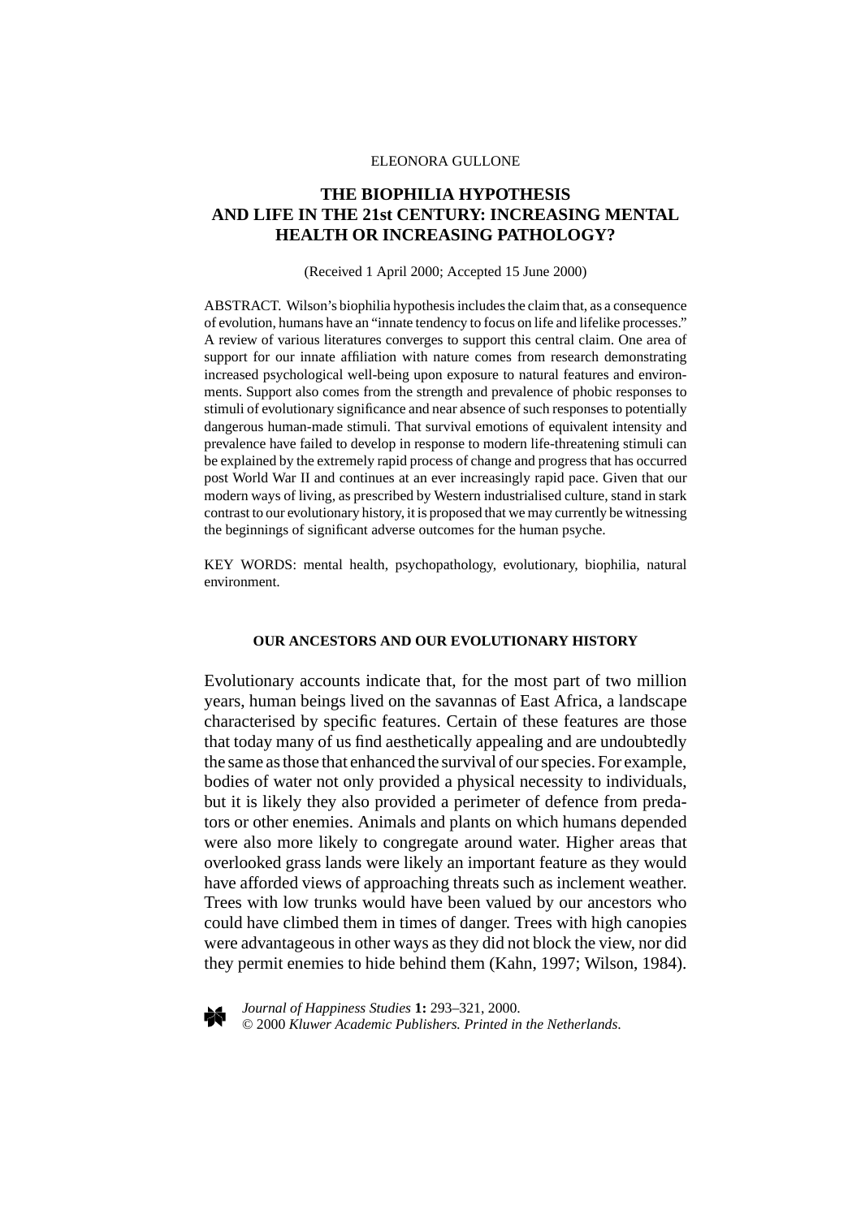ELEONORA GULLONE

# THE BIOPHILIA HYPOTHESIS AND LIFE IN THE 21st CENTURY: INCREASING MENTAL HEALTH OR INCREASING PATHOLOGY?

(Received 1 April 2000; Accepted 15 June 2000)

ABSTRACT. Wilson's biophilia hypothesis includes the claim that, as a consequence of evolution, humans have an "innate tendency to focus on life and lifelike processes." A review of various literatures converges to support this central claim. One area of support for our innate affiliation with nature comes from research demonstrating increased psychological well-being upon exposure to natural features and environments. Support also comes from the strength and prevalence of phobic responses to stimuli of evolutionary significance and near absence of such responses to potentially dangerous human-made stimuli. That survival emotions of equivalent intensity and prevalence have failed to develop in response to modern life-threatening stimuli can be explained by the extremely rapid process of change and progress that has occurred post World War II and continues at an ever increasingly rapid pace. Given that our modern ways of living, as prescribed by Western industrialised culture, stand in stark contrast to our evolutionary history, it is proposed that we may currently be witnessing the beginnings of significant adverse outcomes for the human psyche.

KEY WORDS: mental health, psychopathology, evolutionary, biophilia, natural environment.

## OUR ANCESTORS AND OUR EVOLUTIONARY HISTORY

Evolutionary accounts indicate that, for the most part of two million years, human beings lived on the savannas of East Africa, a landscape characterised by specific features. Certain of these features are those that today many of us find aesthetically appealing and are undoubtedly the same as those that enhanced the survival of our species. For example, bodies of water not only provided a physical necessity to individuals, but it is likely they also provided a perimeter of defence from predators or other enemies. Animals and plants on which humans depended were also more likely to congregate around water. Higher areas that overlooked grass lands were likely an important feature as they would have afforded views of approaching threats such as inclement weather. Trees with low trunks would have been valued by our ancestors who could have climbed them in times of danger. Trees with high canopies were advantageous in other ways as they did not block the view, nor did they permit enemies to hide behind them (Kahn, 1997; Wilson, 1984).

*Journal of Happiness Studies* **1:** 293–321, 2000.
© 2000 *Kluwer Academic Publishers. Printed in the Netherlands.*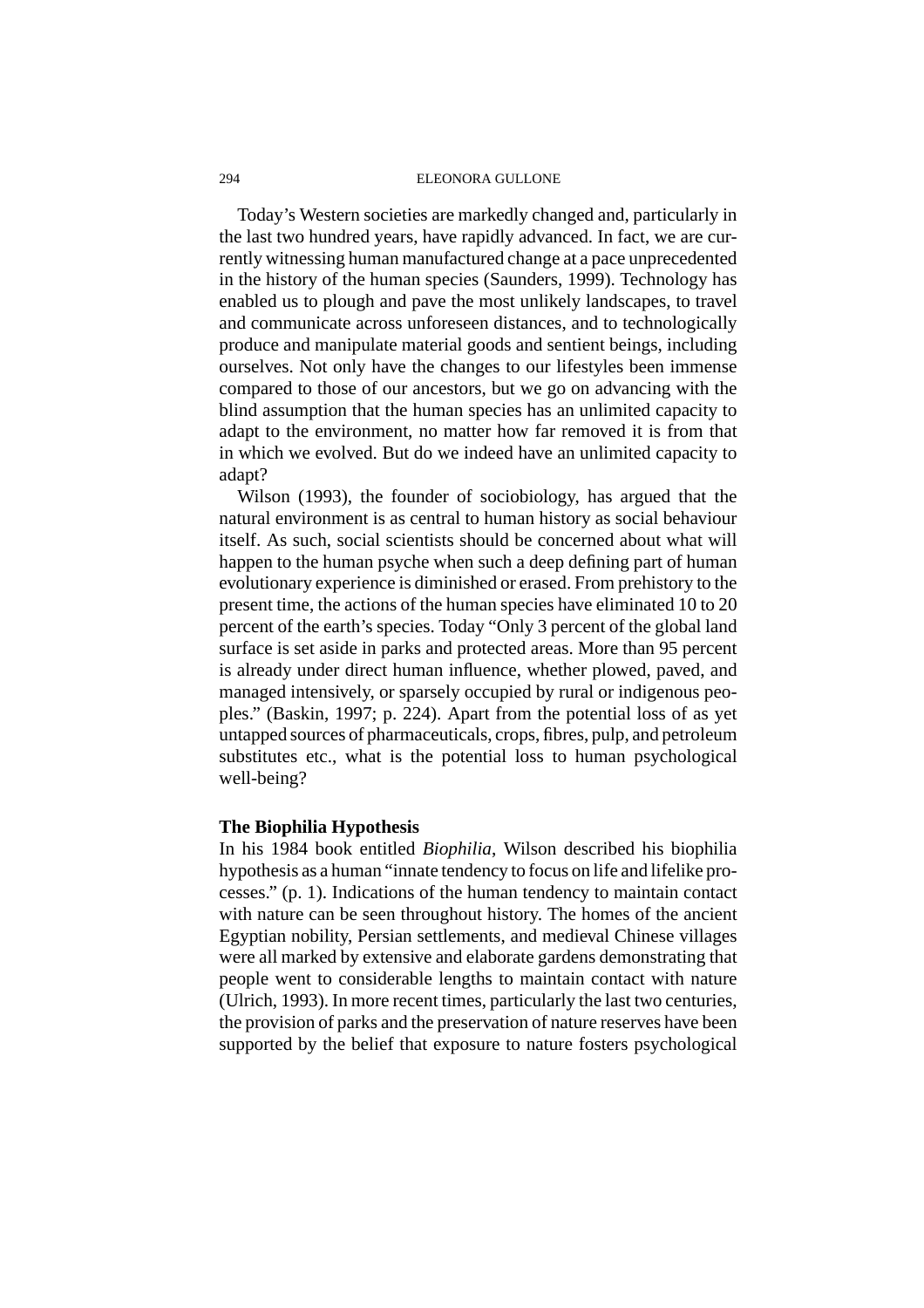Today's Western societies are markedly changed and, particularly in the last two hundred years, have rapidly advanced. In fact, we are currently witnessing human manufactured change at a pace unprecedented in the history of the human species (Saunders, 1999). Technology has enabled us to plough and pave the most unlikely landscapes, to travel and communicate across unforeseen distances, and to technologically produce and manipulate material goods and sentient beings, including ourselves. Not only have the changes to our lifestyles been immense compared to those of our ancestors, but we go on advancing with the blind assumption that the human species has an unlimited capacity to adapt to the environment, no matter how far removed it is from that in which we evolved. But do we indeed have an unlimited capacity to adapt?

Wilson (1993), the founder of sociobiology, has argued that the natural environment is as central to human history as social behaviour itself. As such, social scientists should be concerned about what will happen to the human psyche when such a deep defining part of human evolutionary experience is diminished or erased. From prehistory to the present time, the actions of the human species have eliminated 10 to 20 percent of the earth's species. Today "Only 3 percent of the global land surface is set aside in parks and protected areas. More than 95 percent is already under direct human influence, whether plowed, paved, and managed intensively, or sparsely occupied by rural or indigenous peoples." (Baskin, 1997; p. 224). Apart from the potential loss of as yet untapped sources of pharmaceuticals, crops, fibres, pulp, and petroleum substitutes etc., what is the potential loss to human psychological well-being?

## The Biophilia Hypothesis

In his 1984 book entitled *Biophilia*, Wilson described his biophilia hypothesis as a human "innate tendency to focus on life and lifelike processes." (p. 1). Indications of the human tendency to maintain contact with nature can be seen throughout history. The homes of the ancient Egyptian nobility, Persian settlements, and medieval Chinese villages were all marked by extensive and elaborate gardens demonstrating that people went to considerable lengths to maintain contact with nature (Ulrich, 1993). In more recent times, particularly the last two centuries, the provision of parks and the preservation of nature reserves have been supported by the belief that exposure to nature fosters psychological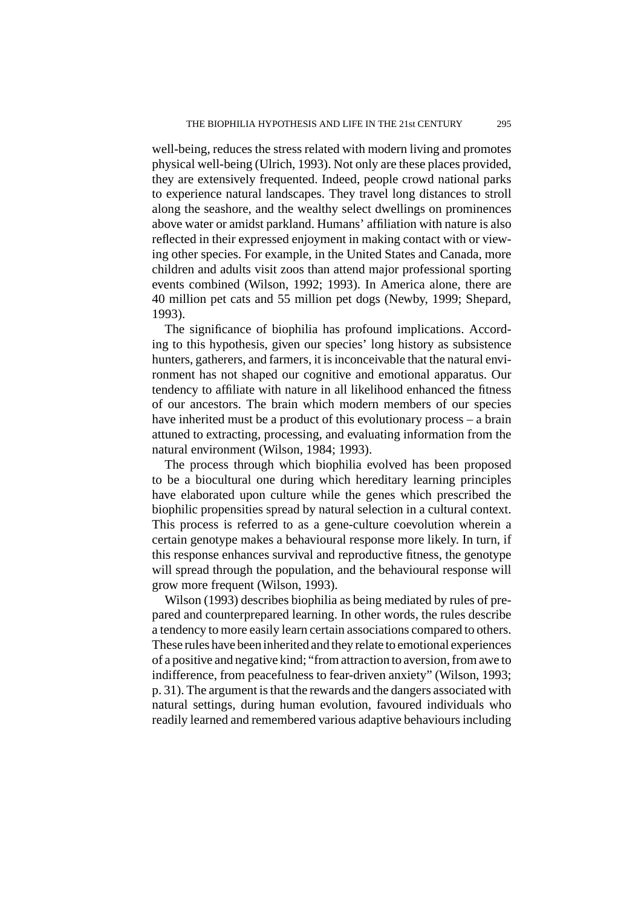well-being, reduces the stress related with modern living and promotes physical well-being (Ulrich, 1993). Not only are these places provided, they are extensively frequented. Indeed, people crowd national parks to experience natural landscapes. They travel long distances to stroll along the seashore, and the wealthy select dwellings on prominences above water or amidst parkland. Humans' affiliation with nature is also reflected in their expressed enjoyment in making contact with or viewing other species. For example, in the United States and Canada, more children and adults visit zoos than attend major professional sporting events combined (Wilson, 1992; 1993). In America alone, there are 40 million pet cats and 55 million pet dogs (Newby, 1999; Shepard, 1993).

The significance of biophilia has profound implications. According to this hypothesis, given our species' long history as subsistence hunters, gatherers, and farmers, it is inconceivable that the natural environment has not shaped our cognitive and emotional apparatus. Our tendency to affiliate with nature in all likelihood enhanced the fitness of our ancestors. The brain which modern members of our species have inherited must be a product of this evolutionary process – a brain attuned to extracting, processing, and evaluating information from the natural environment (Wilson, 1984; 1993).

The process through which biophilia evolved has been proposed to be a biocultural one during which hereditary learning principles have elaborated upon culture while the genes which prescribed the biophilic propensities spread by natural selection in a cultural context. This process is referred to as a gene-culture coevolution wherein a certain genotype makes a behavioural response more likely. In turn, if this response enhances survival and reproductive fitness, the genotype will spread through the population, and the behavioural response will grow more frequent (Wilson, 1993).

Wilson (1993) describes biophilia as being mediated by rules of prepared and counterprepared learning. In other words, the rules describe a tendency to more easily learn certain associations compared to others. These rules have been inherited and they relate to emotional experiences of a positive and negative kind; "from attraction to aversion, from awe to indifference, from peacefulness to fear-driven anxiety" (Wilson, 1993; p. 31). The argument is that the rewards and the dangers associated with natural settings, during human evolution, favoured individuals who readily learned and remembered various adaptive behaviours including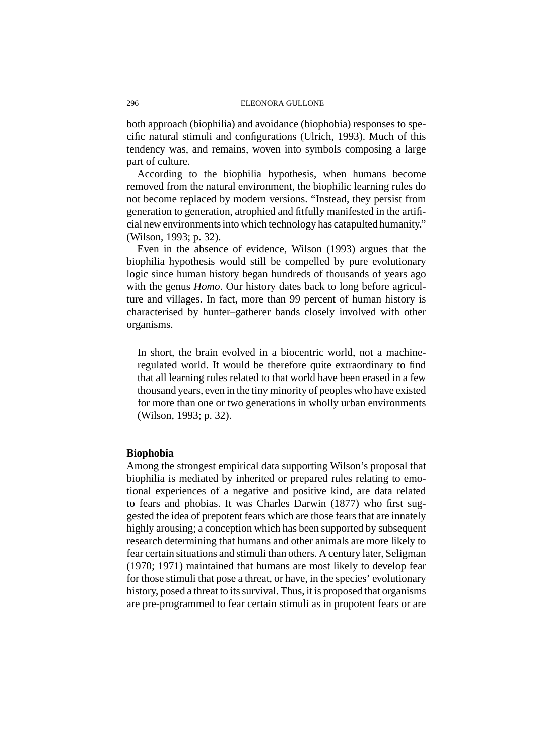both approach (biophilia) and avoidance (biophobia) responses to specific natural stimuli and configurations (Ulrich, 1993). Much of this tendency was, and remains, woven into symbols composing a large part of culture.

According to the biophilia hypothesis, when humans become removed from the natural environment, the biophilic learning rules do not become replaced by modern versions. "Instead, they persist from generation to generation, atrophied and fitfully manifested in the artificial new environments into which technology has catapulted humanity." (Wilson, 1993; p. 32).

Even in the absence of evidence, Wilson (1993) argues that the biophilia hypothesis would still be compelled by pure evolutionary logic since human history began hundreds of thousands of years ago with the genus *Homo*. Our history dates back to long before agriculture and villages. In fact, more than 99 percent of human history is characterised by hunter–gatherer bands closely involved with other organisms.

> In short, the brain evolved in a biocentric world, not a machine-regulated world. It would be therefore quite extraordinary to find that all learning rules related to that world have been erased in a few thousand years, even in the tiny minority of peoples who have existed for more than one or two generations in wholly urban environments (Wilson, 1993; p. 32).

**Biophobia**

Among the strongest empirical data supporting Wilson's proposal that biophilia is mediated by inherited or prepared rules relating to emotional experiences of a negative and positive kind, are data related to fears and phobias. It was Charles Darwin (1877) who first suggested the idea of prepotent fears which are those fears that are innately highly arousing; a conception which has been supported by subsequent research determining that humans and other animals are more likely to fear certain situations and stimuli than others. A century later, Seligman (1970; 1971) maintained that humans are most likely to develop fear for those stimuli that pose a threat, or have, in the species' evolutionary history, posed a threat to its survival. Thus, it is proposed that organisms are pre-programmed to fear certain stimuli as in propotent fears or are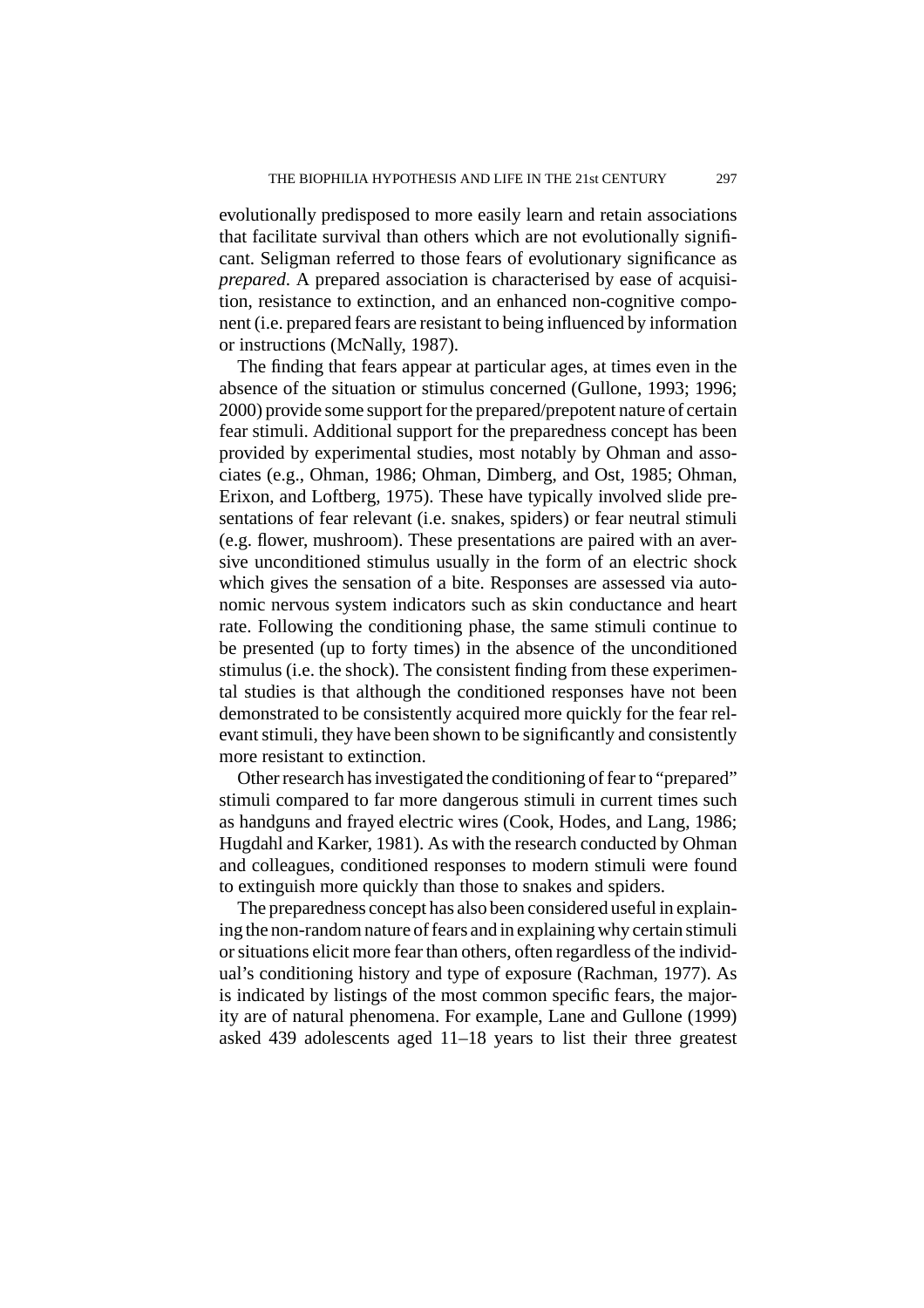evolutionally predisposed to more easily learn and retain associations that facilitate survival than others which are not evolutionally significant. Seligman referred to those fears of evolutionary significance as *prepared*. A prepared association is characterised by ease of acquisition, resistance to extinction, and an enhanced non-cognitive component (i.e. prepared fears are resistant to being influenced by information or instructions (McNally, 1987).

The finding that fears appear at particular ages, at times even in the absence of the situation or stimulus concerned (Gullone, 1993; 1996; 2000) provide some support for the prepared/prepotent nature of certain fear stimuli. Additional support for the preparedness concept has been provided by experimental studies, most notably by Ohman and associates (e.g., Ohman, 1986; Ohman, Dimberg, and Ost, 1985; Ohman, Erixon, and Loftberg, 1975). These have typically involved slide presentations of fear relevant (i.e. snakes, spiders) or fear neutral stimuli (e.g. flower, mushroom). These presentations are paired with an aversive unconditioned stimulus usually in the form of an electric shock which gives the sensation of a bite. Responses are assessed via autonomic nervous system indicators such as skin conductance and heart rate. Following the conditioning phase, the same stimuli continue to be presented (up to forty times) in the absence of the unconditioned stimulus (i.e. the shock). The consistent finding from these experimental studies is that although the conditioned responses have not been demonstrated to be consistently acquired more quickly for the fear relevant stimuli, they have been shown to be significantly and consistently more resistant to extinction.

Other research has investigated the conditioning of fear to "prepared" stimuli compared to far more dangerous stimuli in current times such as handguns and frayed electric wires (Cook, Hodes, and Lang, 1986; Hugdahl and Karker, 1981). As with the research conducted by Ohman and colleagues, conditioned responses to modern stimuli were found to extinguish more quickly than those to snakes and spiders.

The preparedness concept has also been considered useful in explaining the non-random nature of fears and in explaining why certain stimuli or situations elicit more fear than others, often regardless of the individual's conditioning history and type of exposure (Rachman, 1977). As is indicated by listings of the most common specific fears, the majority are of natural phenomena. For example, Lane and Gullone (1999) asked 439 adolescents aged 11–18 years to list their three greatest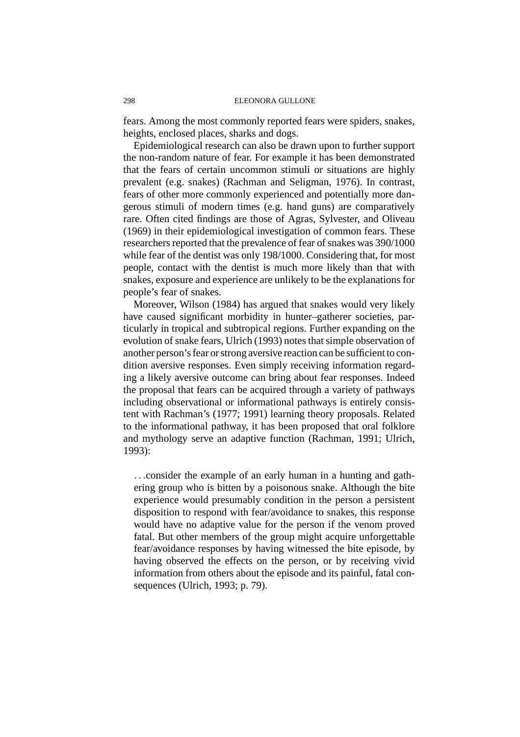fears. Among the most commonly reported fears were spiders, snakes, heights, enclosed places, sharks and dogs.

Epidemiological research can also be drawn upon to further support the non-random nature of fear. For example it has been demonstrated that the fears of certain uncommon stimuli or situations are highly prevalent (e.g. snakes) (Rachman and Seligman, 1976). In contrast, fears of other more commonly experienced and potentially more dangerous stimuli of modern times (e.g. hand guns) are comparatively rare. Often cited findings are those of Agras, Sylvester, and Oliveau (1969) in their epidemiological investigation of common fears. These researchers reported that the prevalence of fear of snakes was 390/1000 while fear of the dentist was only 198/1000. Considering that, for most people, contact with the dentist is much more likely than that with snakes, exposure and experience are unlikely to be the explanations for people's fear of snakes.

Moreover, Wilson (1984) has argued that snakes would very likely have caused significant morbidity in hunter–gatherer societies, particularly in tropical and subtropical regions. Further expanding on the evolution of snake fears, Ulrich (1993) notes that simple observation of another person's fear or strong aversive reaction can be sufficient to condition aversive responses. Even simply receiving information regarding a likely aversive outcome can bring about fear responses. Indeed the proposal that fears can be acquired through a variety of pathways including observational or informational pathways is entirely consistent with Rachman's (1977; 1991) learning theory proposals. Related to the informational pathway, it has been proposed that oral folklore and mythology serve an adaptive function (Rachman, 1991; Ulrich, 1993):

> ...consider the example of an early human in a hunting and gathering group who is bitten by a poisonous snake. Although the bite experience would presumably condition in the person a persistent disposition to respond with fear/avoidance to snakes, this response would have no adaptive value for the person if the venom proved fatal. But other members of the group might acquire unforgettable fear/avoidance responses by having witnessed the bite episode, by having observed the effects on the person, or by receiving vivid information from others about the episode and its painful, fatal consequences (Ulrich, 1993; p. 79).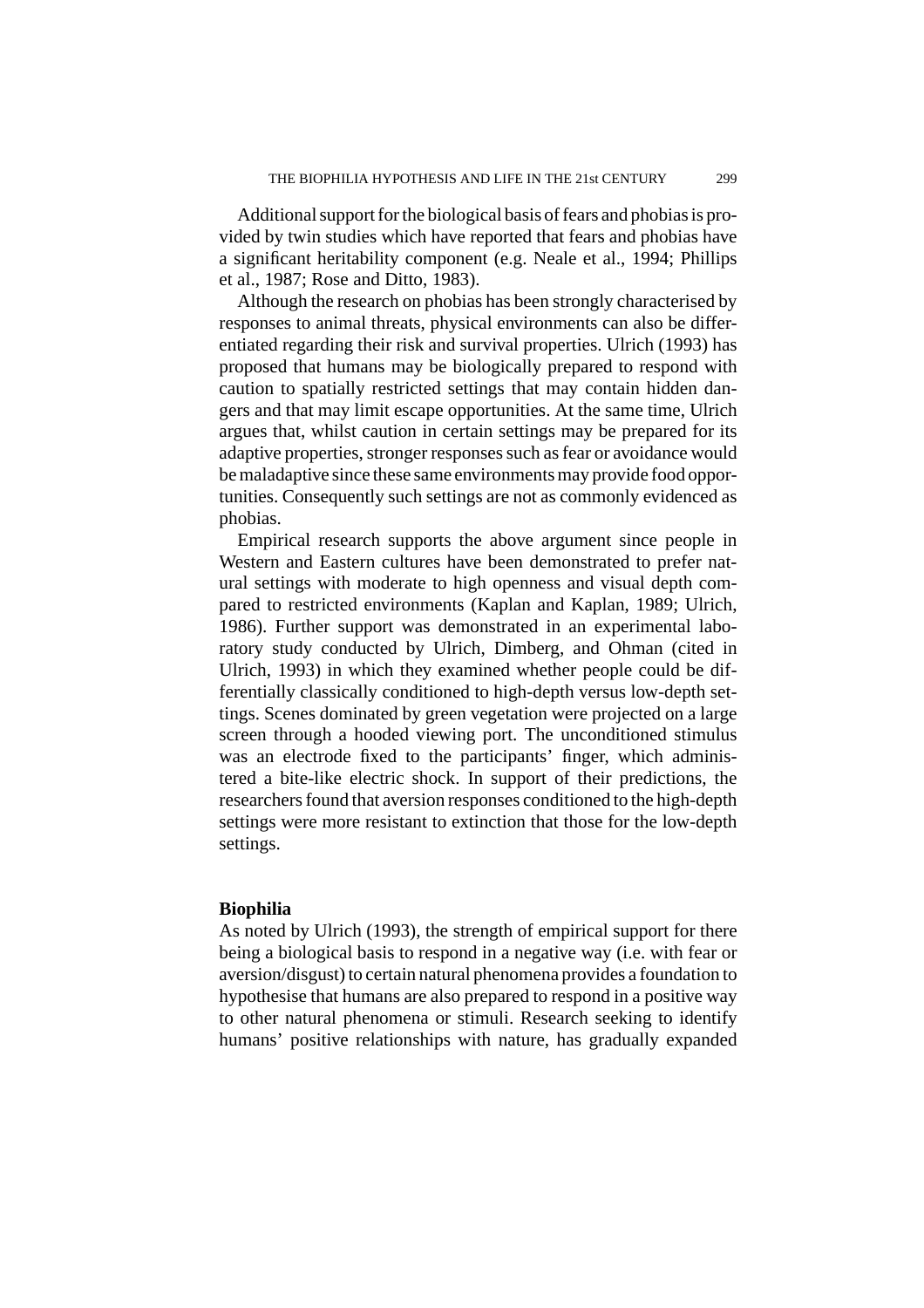Additional support for the biological basis of fears and phobias is provided by twin studies which have reported that fears and phobias have a significant heritability component (e.g. Neale et al., 1994; Phillips et al., 1987; Rose and Ditto, 1983).

Although the research on phobias has been strongly characterised by responses to animal threats, physical environments can also be differentiated regarding their risk and survival properties. Ulrich (1993) has proposed that humans may be biologically prepared to respond with caution to spatially restricted settings that may contain hidden dangers and that may limit escape opportunities. At the same time, Ulrich argues that, whilst caution in certain settings may be prepared for its adaptive properties, stronger responses such as fear or avoidance would be maladaptive since these same environments may provide food opportunities. Consequently such settings are not as commonly evidenced as phobias.

Empirical research supports the above argument since people in Western and Eastern cultures have been demonstrated to prefer natural settings with moderate to high openness and visual depth compared to restricted environments (Kaplan and Kaplan, 1989; Ulrich, 1986). Further support was demonstrated in an experimental laboratory study conducted by Ulrich, Dimberg, and Ohman (cited in Ulrich, 1993) in which they examined whether people could be differentially classically conditioned to high-depth versus low-depth settings. Scenes dominated by green vegetation were projected on a large screen through a hooded viewing port. The unconditioned stimulus was an electrode fixed to the participants' finger, which administered a bite-like electric shock. In support of their predictions, the researchers found that aversion responses conditioned to the high-depth settings were more resistant to extinction that those for the low-depth settings.

**Biophilia**

As noted by Ulrich (1993), the strength of empirical support for there being a biological basis to respond in a negative way (i.e. with fear or aversion/disgust) to certain natural phenomena provides a foundation to hypothesise that humans are also prepared to respond in a positive way to other natural phenomena or stimuli. Research seeking to identify humans' positive relationships with nature, has gradually expanded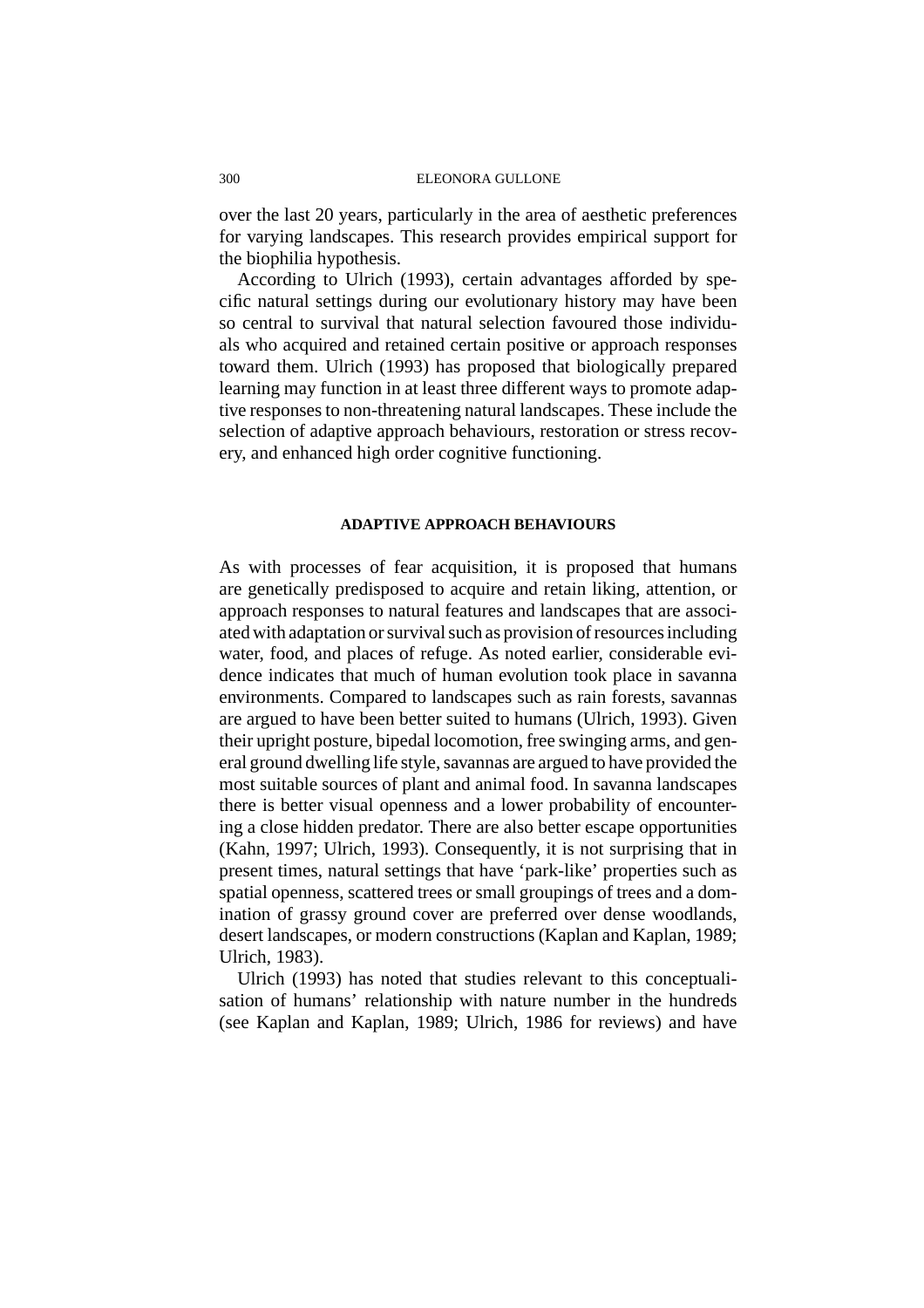over the last 20 years, particularly in the area of aesthetic preferences for varying landscapes. This research provides empirical support for the biophilia hypothesis.

According to Ulrich (1993), certain advantages afforded by specific natural settings during our evolutionary history may have been so central to survival that natural selection favoured those individuals who acquired and retained certain positive or approach responses toward them. Ulrich (1993) has proposed that biologically prepared learning may function in at least three different ways to promote adaptive responses to non-threatening natural landscapes. These include the selection of adaptive approach behaviours, restoration or stress recovery, and enhanced high order cognitive functioning.

## ADAPTIVE APPROACH BEHAVIOURS

As with processes of fear acquisition, it is proposed that humans are genetically predisposed to acquire and retain liking, attention, or approach responses to natural features and landscapes that are associated with adaptation or survival such as provision of resources including water, food, and places of refuge. As noted earlier, considerable evidence indicates that much of human evolution took place in savanna environments. Compared to landscapes such as rain forests, savannas are argued to have been better suited to humans (Ulrich, 1993). Given their upright posture, bipedal locomotion, free swinging arms, and general ground dwelling life style, savannas are argued to have provided the most suitable sources of plant and animal food. In savanna landscapes there is better visual openness and a lower probability of encountering a close hidden predator. There are also better escape opportunities (Kahn, 1997; Ulrich, 1993). Consequently, it is not surprising that in present times, natural settings that have 'park-like' properties such as spatial openness, scattered trees or small groupings of trees and a domination of grassy ground cover are preferred over dense woodlands, desert landscapes, or modern constructions (Kaplan and Kaplan, 1989; Ulrich, 1983).

Ulrich (1993) has noted that studies relevant to this conceptualisation of humans' relationship with nature number in the hundreds (see Kaplan and Kaplan, 1989; Ulrich, 1986 for reviews) and have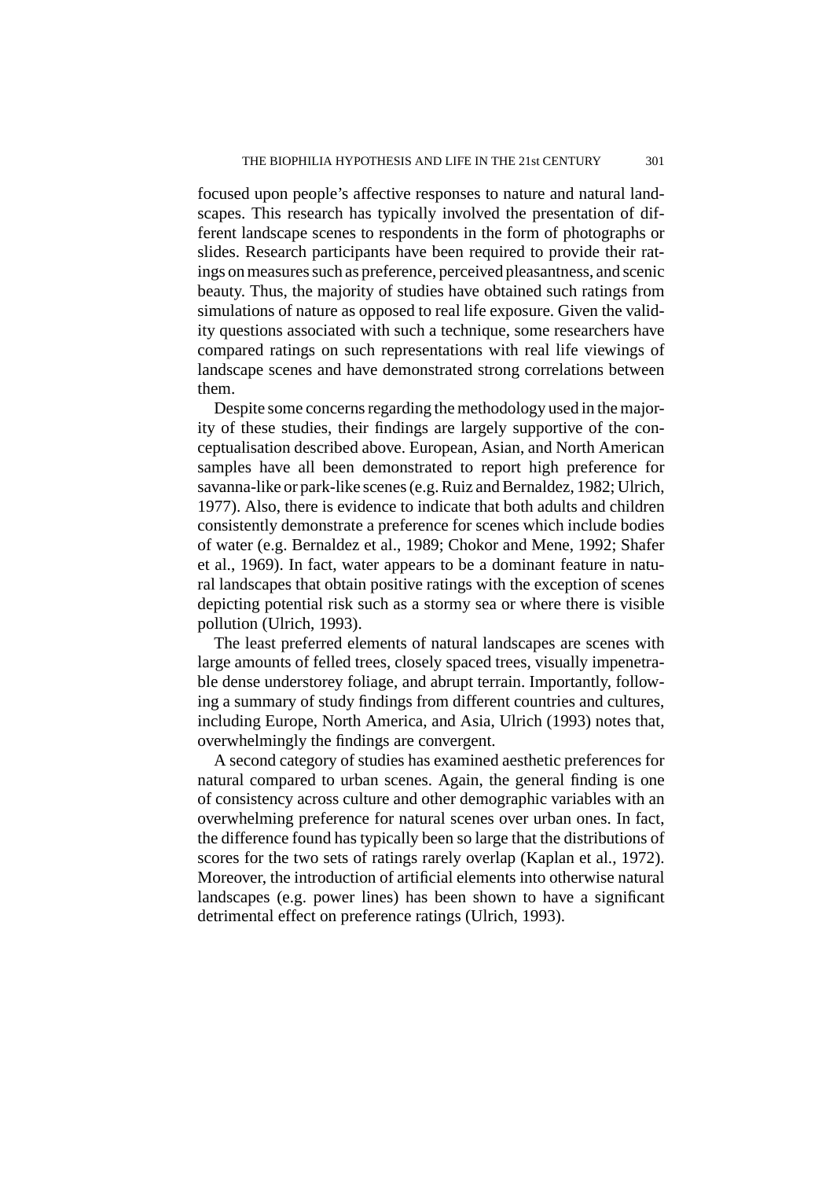focused upon people's affective responses to nature and natural landscapes. This research has typically involved the presentation of different landscape scenes to respondents in the form of photographs or slides. Research participants have been required to provide their ratings on measures such as preference, perceived pleasantness, and scenic beauty. Thus, the majority of studies have obtained such ratings from simulations of nature as opposed to real life exposure. Given the validity questions associated with such a technique, some researchers have compared ratings on such representations with real life viewings of landscape scenes and have demonstrated strong correlations between them.

Despite some concerns regarding the methodology used in the majority of these studies, their findings are largely supportive of the conceptualisation described above. European, Asian, and North American samples have all been demonstrated to report high preference for savanna-like or park-like scenes (e.g. Ruiz and Bernaldez, 1982; Ulrich, 1977). Also, there is evidence to indicate that both adults and children consistently demonstrate a preference for scenes which include bodies of water (e.g. Bernaldez et al., 1989; Chokor and Mene, 1992; Shafer et al., 1969). In fact, water appears to be a dominant feature in natural landscapes that obtain positive ratings with the exception of scenes depicting potential risk such as a stormy sea or where there is visible pollution (Ulrich, 1993).

The least preferred elements of natural landscapes are scenes with large amounts of felled trees, closely spaced trees, visually impenetrable dense understorey foliage, and abrupt terrain. Importantly, following a summary of study findings from different countries and cultures, including Europe, North America, and Asia, Ulrich (1993) notes that, overwhelmingly the findings are convergent.

A second category of studies has examined aesthetic preferences for natural compared to urban scenes. Again, the general finding is one of consistency across culture and other demographic variables with an overwhelming preference for natural scenes over urban ones. In fact, the difference found has typically been so large that the distributions of scores for the two sets of ratings rarely overlap (Kaplan et al., 1972). Moreover, the introduction of artificial elements into otherwise natural landscapes (e.g. power lines) has been shown to have a significant detrimental effect on preference ratings (Ulrich, 1993).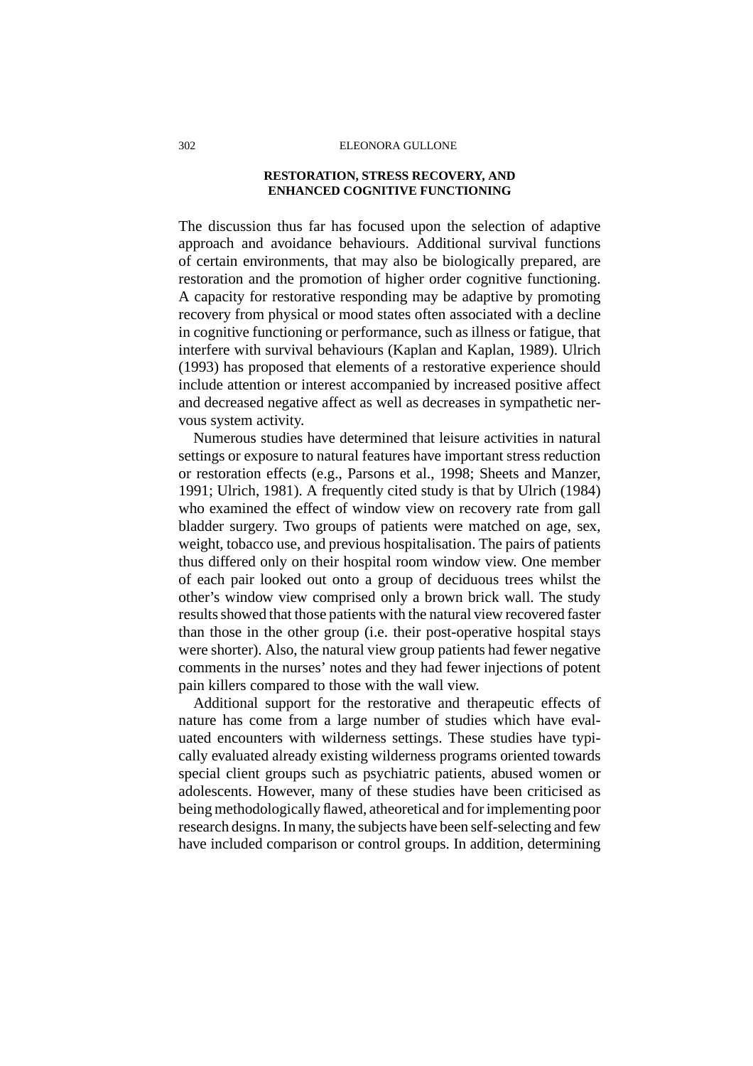## RESTORATION, STRESS RECOVERY, AND ENHANCED COGNITIVE FUNCTIONING

The discussion thus far has focused upon the selection of adaptive approach and avoidance behaviours. Additional survival functions of certain environments, that may also be biologically prepared, are restoration and the promotion of higher order cognitive functioning. A capacity for restorative responding may be adaptive by promoting recovery from physical or mood states often associated with a decline in cognitive functioning or performance, such as illness or fatigue, that interfere with survival behaviours (Kaplan and Kaplan, 1989). Ulrich (1993) has proposed that elements of a restorative experience should include attention or interest accompanied by increased positive affect and decreased negative affect as well as decreases in sympathetic nervous system activity.

Numerous studies have determined that leisure activities in natural settings or exposure to natural features have important stress reduction or restoration effects (e.g., Parsons et al., 1998; Sheets and Manzer, 1991; Ulrich, 1981). A frequently cited study is that by Ulrich (1984) who examined the effect of window view on recovery rate from gall bladder surgery. Two groups of patients were matched on age, sex, weight, tobacco use, and previous hospitalisation. The pairs of patients thus differed only on their hospital room window view. One member of each pair looked out onto a group of deciduous trees whilst the other's window view comprised only a brown brick wall. The study results showed that those patients with the natural view recovered faster than those in the other group (i.e. their post-operative hospital stays were shorter). Also, the natural view group patients had fewer negative comments in the nurses' notes and they had fewer injections of potent pain killers compared to those with the wall view.

Additional support for the restorative and therapeutic effects of nature has come from a large number of studies which have evaluated encounters with wilderness settings. These studies have typically evaluated already existing wilderness programs oriented towards special client groups such as psychiatric patients, abused women or adolescents. However, many of these studies have been criticised as being methodologically flawed, atheoretical and for implementing poor research designs. In many, the subjects have been self-selecting and few have included comparison or control groups. In addition, determining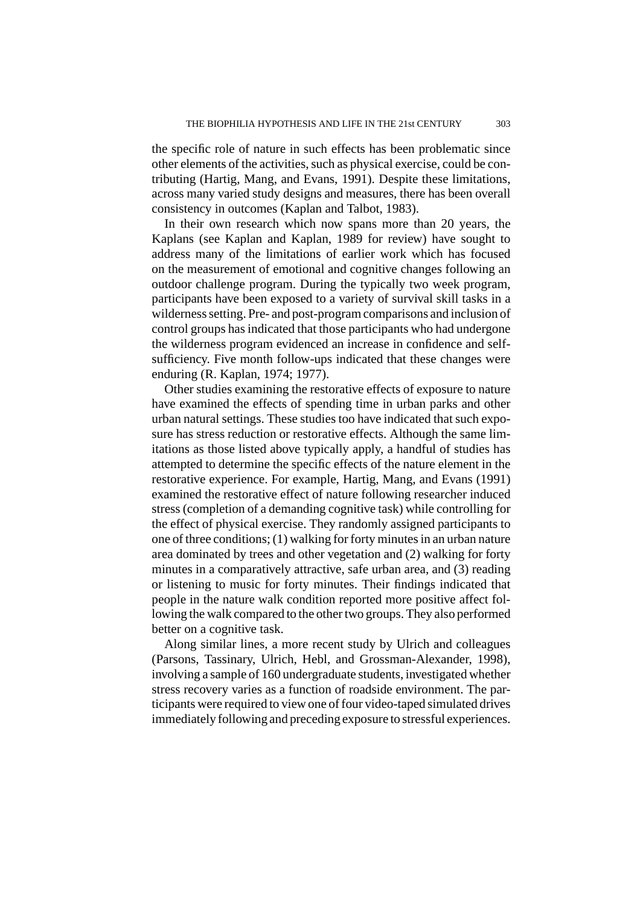the specific role of nature in such effects has been problematic since other elements of the activities, such as physical exercise, could be contributing (Hartig, Mang, and Evans, 1991). Despite these limitations, across many varied study designs and measures, there has been overall consistency in outcomes (Kaplan and Talbot, 1983).

In their own research which now spans more than 20 years, the Kaplans (see Kaplan and Kaplan, 1989 for review) have sought to address many of the limitations of earlier work which has focused on the measurement of emotional and cognitive changes following an outdoor challenge program. During the typically two week program, participants have been exposed to a variety of survival skill tasks in a wilderness setting. Pre- and post-program comparisons and inclusion of control groups has indicated that those participants who had undergone the wilderness program evidenced an increase in confidence and self-sufficiency. Five month follow-ups indicated that these changes were enduring (R. Kaplan, 1974; 1977).

Other studies examining the restorative effects of exposure to nature have examined the effects of spending time in urban parks and other urban natural settings. These studies too have indicated that such exposure has stress reduction or restorative effects. Although the same limitations as those listed above typically apply, a handful of studies has attempted to determine the specific effects of the nature element in the restorative experience. For example, Hartig, Mang, and Evans (1991) examined the restorative effect of nature following researcher induced stress (completion of a demanding cognitive task) while controlling for the effect of physical exercise. They randomly assigned participants to one of three conditions; (1) walking for forty minutes in an urban nature area dominated by trees and other vegetation and (2) walking for forty minutes in a comparatively attractive, safe urban area, and (3) reading or listening to music for forty minutes. Their findings indicated that people in the nature walk condition reported more positive affect following the walk compared to the other two groups. They also performed better on a cognitive task.

Along similar lines, a more recent study by Ulrich and colleagues (Parsons, Tassinary, Ulrich, Hebl, and Grossman-Alexander, 1998), involving a sample of 160 undergraduate students, investigated whether stress recovery varies as a function of roadside environment. The participants were required to view one of four video-taped simulated drives immediately following and preceding exposure to stressful experiences.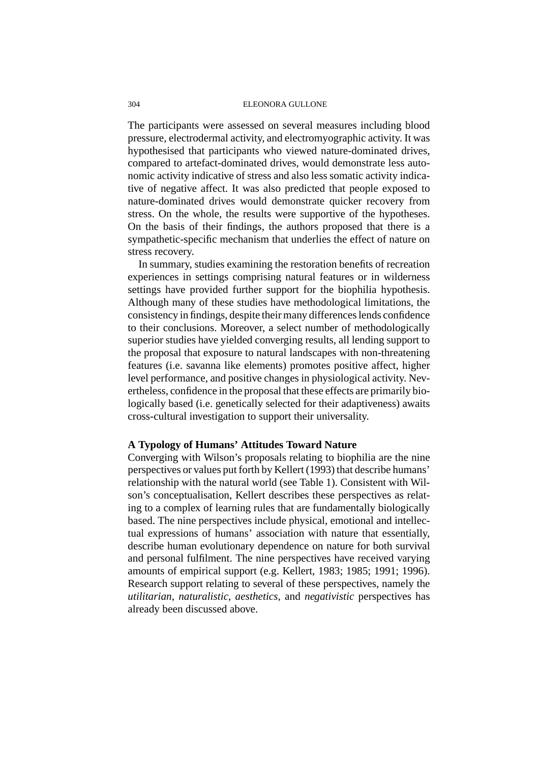The participants were assessed on several measures including blood pressure, electrodermal activity, and electromyographic activity. It was hypothesised that participants who viewed nature-dominated drives, compared to artefact-dominated drives, would demonstrate less autonomic activity indicative of stress and also less somatic activity indicative of negative affect. It was also predicted that people exposed to nature-dominated drives would demonstrate quicker recovery from stress. On the whole, the results were supportive of the hypotheses. On the basis of their findings, the authors proposed that there is a sympathetic-specific mechanism that underlies the effect of nature on stress recovery.

In summary, studies examining the restoration benefits of recreation experiences in settings comprising natural features or in wilderness settings have provided further support for the biophilia hypothesis. Although many of these studies have methodological limitations, the consistency in findings, despite their many differences lends confidence to their conclusions. Moreover, a select number of methodologically superior studies have yielded converging results, all lending support to the proposal that exposure to natural landscapes with non-threatening features (i.e. savanna like elements) promotes positive affect, higher level performance, and positive changes in physiological activity. Nevertheless, confidence in the proposal that these effects are primarily biologically based (i.e. genetically selected for their adaptiveness) awaits cross-cultural investigation to support their universality.

**A Typology of Humans' Attitudes Toward Nature**

Converging with Wilson's proposals relating to biophilia are the nine perspectives or values put forth by Kellert (1993) that describe humans' relationship with the natural world (see Table 1). Consistent with Wilson's conceptualisation, Kellert describes these perspectives as relating to a complex of learning rules that are fundamentally biologically based. The nine perspectives include physical, emotional and intellectual expressions of humans' association with nature that essentially, describe human evolutionary dependence on nature for both survival and personal fulfilment. The nine perspectives have received varying amounts of empirical support (e.g. Kellert, 1983; 1985; 1991; 1996). Research support relating to several of these perspectives, namely the *utilitarian*, *naturalistic*, *aesthetics*, and *negativistic* perspectives has already been discussed above.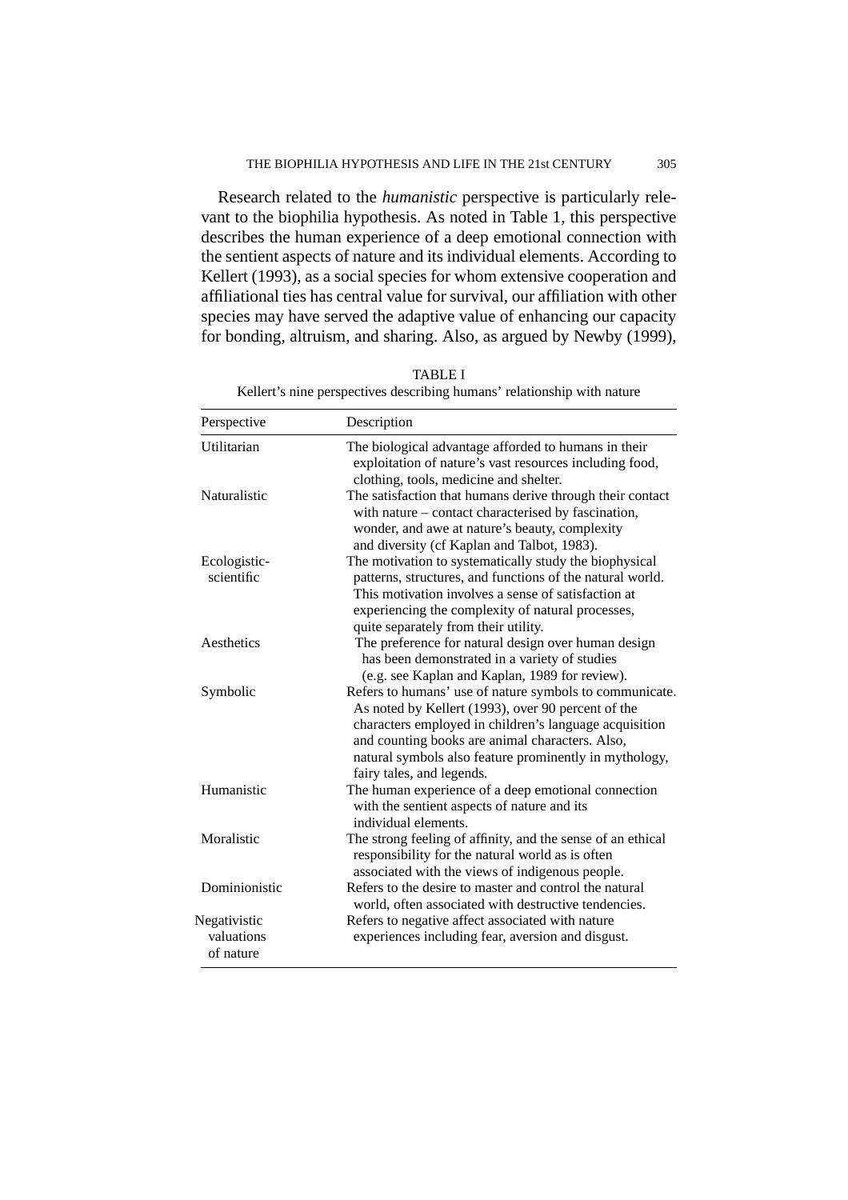Research related to the *humanistic* perspective is particularly relevant to the biophilia hypothesis. As noted in Table 1, this perspective describes the human experience of a deep emotional connection with the sentient aspects of nature and its individual elements. According to Kellert (1993), as a social species for whom extensive cooperation and affiliational ties has central value for survival, our affiliation with other species may have served the adaptive value of enhancing our capacity for bonding, altruism, and sharing. Also, as argued by Newby (1999),

TABLE I

Kellert's nine perspectives describing humans' relationship with nature

| Perspective | Description |
|---|---|
| Utilitarian | The biological advantage afforded to humans in their exploitation of nature's vast resources including food, clothing, tools, medicine and shelter. |
| Naturalistic | The satisfaction that humans derive through their contact with nature – contact characterised by fascination, wonder, and awe at nature's beauty, complexity and diversity (cf Kaplan and Talbot, 1983). |
| Ecologistic-scientific | The motivation to systematically study the biophysical patterns, structures, and functions of the natural world. This motivation involves a sense of satisfaction at experiencing the complexity of natural processes, quite separately from their utility. |
| Aesthetics | The preference for natural design over human design has been demonstrated in a variety of studies (e.g. see Kaplan and Kaplan, 1989 for review). |
| Symbolic | Refers to humans' use of nature symbols to communicate. As noted by Kellert (1993), over 90 percent of the characters employed in children's language acquisition and counting books are animal characters. Also, natural symbols also feature prominently in mythology, fairy tales, and legends. |
| Humanistic | The human experience of a deep emotional connection with the sentient aspects of nature and its individual elements. |
| Moralistic | The strong feeling of affinity, and the sense of an ethical responsibility for the natural world as is often associated with the views of indigenous people. |
| Dominionistic | Refers to the desire to master and control the natural world, often associated with destructive tendencies. |
| Negativistic valuations of nature | Refers to negative affect associated with nature experiences including fear, aversion and disgust. |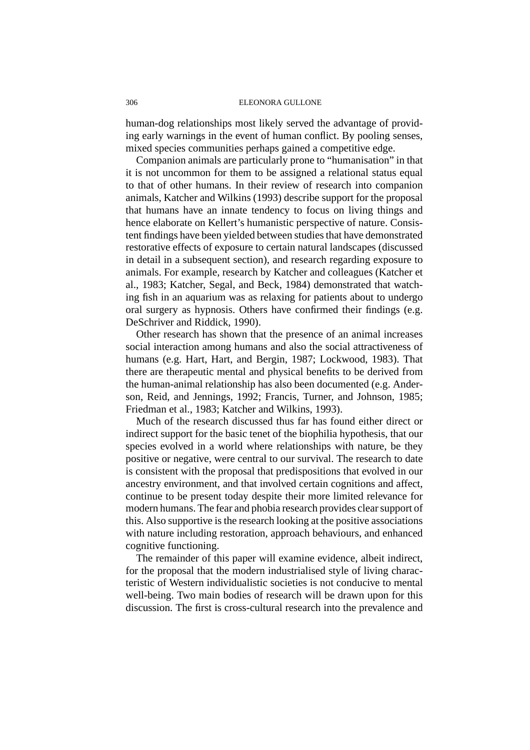human-dog relationships most likely served the advantage of providing early warnings in the event of human conflict. By pooling senses, mixed species communities perhaps gained a competitive edge.

Companion animals are particularly prone to "humanisation" in that it is not uncommon for them to be assigned a relational status equal to that of other humans. In their review of research into companion animals, Katcher and Wilkins (1993) describe support for the proposal that humans have an innate tendency to focus on living things and hence elaborate on Kellert's humanistic perspective of nature. Consistent findings have been yielded between studies that have demonstrated restorative effects of exposure to certain natural landscapes (discussed in detail in a subsequent section), and research regarding exposure to animals. For example, research by Katcher and colleagues (Katcher et al., 1983; Katcher, Segal, and Beck, 1984) demonstrated that watching fish in an aquarium was as relaxing for patients about to undergo oral surgery as hypnosis. Others have confirmed their findings (e.g. DeSchriver and Riddick, 1990).

Other research has shown that the presence of an animal increases social interaction among humans and also the social attractiveness of humans (e.g. Hart, Hart, and Bergin, 1987; Lockwood, 1983). That there are therapeutic mental and physical benefits to be derived from the human-animal relationship has also been documented (e.g. Anderson, Reid, and Jennings, 1992; Francis, Turner, and Johnson, 1985; Friedman et al., 1983; Katcher and Wilkins, 1993).

Much of the research discussed thus far has found either direct or indirect support for the basic tenet of the biophilia hypothesis, that our species evolved in a world where relationships with nature, be they positive or negative, were central to our survival. The research to date is consistent with the proposal that predispositions that evolved in our ancestry environment, and that involved certain cognitions and affect, continue to be present today despite their more limited relevance for modern humans. The fear and phobia research provides clear support of this. Also supportive is the research looking at the positive associations with nature including restoration, approach behaviours, and enhanced cognitive functioning.

The remainder of this paper will examine evidence, albeit indirect, for the proposal that the modern industrialised style of living characteristic of Western individualistic societies is not conducive to mental well-being. Two main bodies of research will be drawn upon for this discussion. The first is cross-cultural research into the prevalence and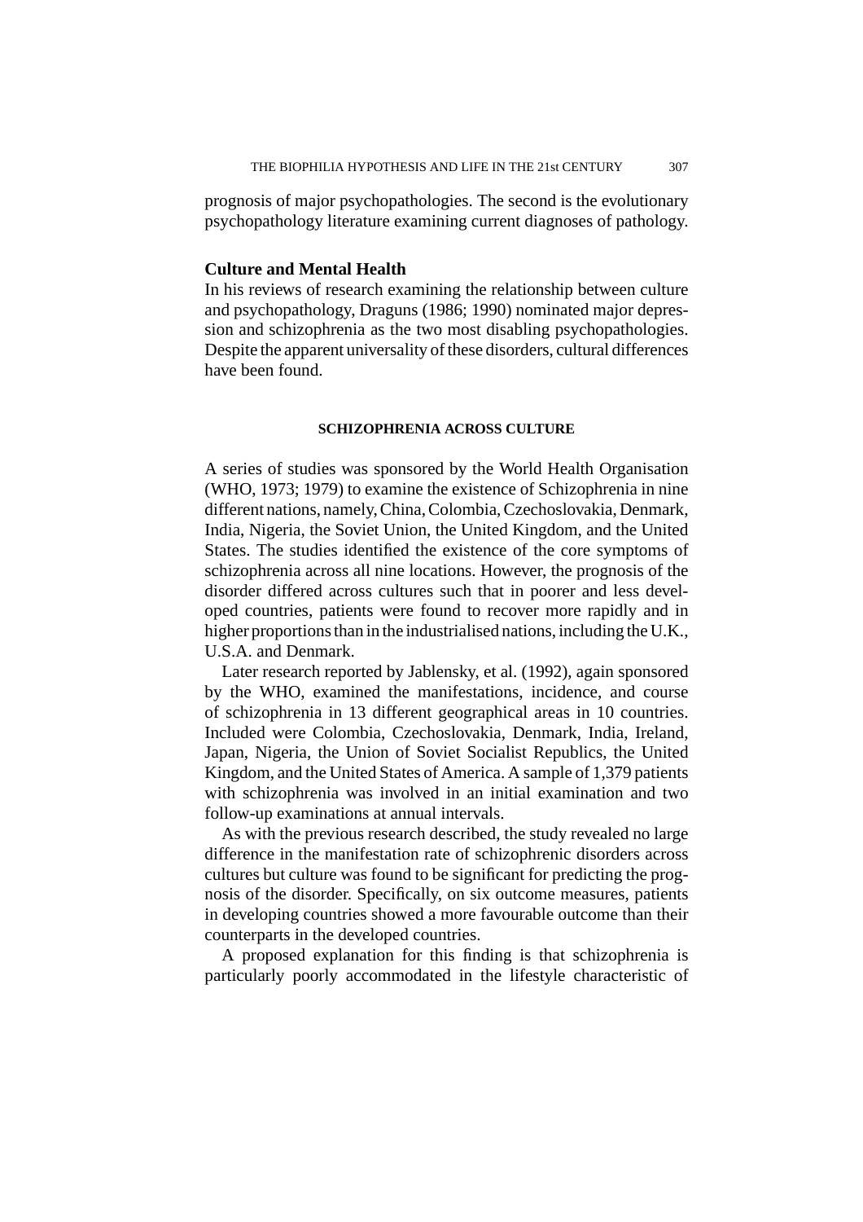prognosis of major psychopathologies. The second is the evolutionary psychopathology literature examining current diagnoses of pathology.

## Culture and Mental Health

In his reviews of research examining the relationship between culture and psychopathology, Draguns (1986; 1990) nominated major depression and schizophrenia as the two most disabling psychopathologies. Despite the apparent universality of these disorders, cultural differences have been found.

### SCHIZOPHRENIA ACROSS CULTURE

A series of studies was sponsored by the World Health Organisation (WHO, 1973; 1979) to examine the existence of Schizophrenia in nine different nations, namely, China, Colombia, Czechoslovakia, Denmark, India, Nigeria, the Soviet Union, the United Kingdom, and the United States. The studies identified the existence of the core symptoms of schizophrenia across all nine locations. However, the prognosis of the disorder differed across cultures such that in poorer and less developed countries, patients were found to recover more rapidly and in higher proportions than in the industrialised nations, including the U.K., U.S.A. and Denmark.

Later research reported by Jablensky, et al. (1992), again sponsored by the WHO, examined the manifestations, incidence, and course of schizophrenia in 13 different geographical areas in 10 countries. Included were Colombia, Czechoslovakia, Denmark, India, Ireland, Japan, Nigeria, the Union of Soviet Socialist Republics, the United Kingdom, and the United States of America. A sample of 1,379 patients with schizophrenia was involved in an initial examination and two follow-up examinations at annual intervals.

As with the previous research described, the study revealed no large difference in the manifestation rate of schizophrenic disorders across cultures but culture was found to be significant for predicting the prognosis of the disorder. Specifically, on six outcome measures, patients in developing countries showed a more favourable outcome than their counterparts in the developed countries.

A proposed explanation for this finding is that schizophrenia is particularly poorly accommodated in the lifestyle characteristic of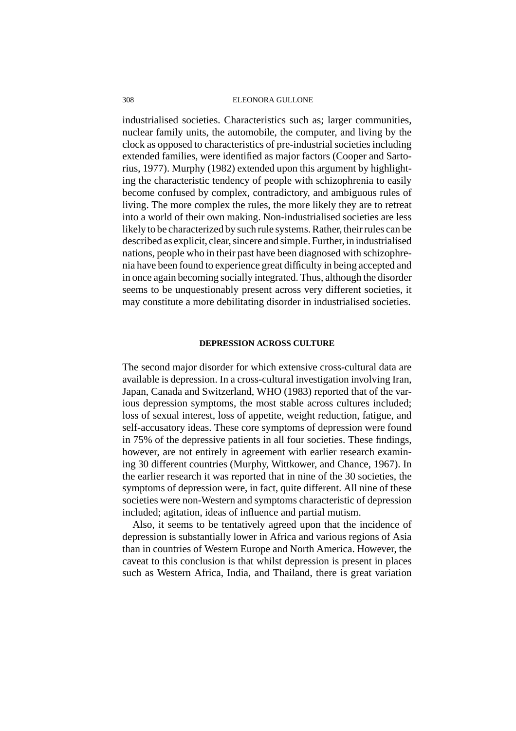industrialised societies. Characteristics such as; larger communities, nuclear family units, the automobile, the computer, and living by the clock as opposed to characteristics of pre-industrial societies including extended families, were identified as major factors (Cooper and Sartorius, 1977). Murphy (1982) extended upon this argument by highlighting the characteristic tendency of people with schizophrenia to easily become confused by complex, contradictory, and ambiguous rules of living. The more complex the rules, the more likely they are to retreat into a world of their own making. Non-industrialised societies are less likely to be characterized by such rule systems. Rather, their rules can be described as explicit, clear, sincere and simple. Further, in industrialised nations, people who in their past have been diagnosed with schizophrenia have been found to experience great difficulty in being accepted and in once again becoming socially integrated. Thus, although the disorder seems to be unquestionably present across very different societies, it may constitute a more debilitating disorder in industrialised societies.

## DEPRESSION ACROSS CULTURE

The second major disorder for which extensive cross-cultural data are available is depression. In a cross-cultural investigation involving Iran, Japan, Canada and Switzerland, WHO (1983) reported that of the various depression symptoms, the most stable across cultures included; loss of sexual interest, loss of appetite, weight reduction, fatigue, and self-accusatory ideas. These core symptoms of depression were found in 75% of the depressive patients in all four societies. These findings, however, are not entirely in agreement with earlier research examining 30 different countries (Murphy, Wittkower, and Chance, 1967). In the earlier research it was reported that in nine of the 30 societies, the symptoms of depression were, in fact, quite different. All nine of these societies were non-Western and symptoms characteristic of depression included; agitation, ideas of influence and partial mutism.

Also, it seems to be tentatively agreed upon that the incidence of depression is substantially lower in Africa and various regions of Asia than in countries of Western Europe and North America. However, the caveat to this conclusion is that whilst depression is present in places such as Western Africa, India, and Thailand, there is great variation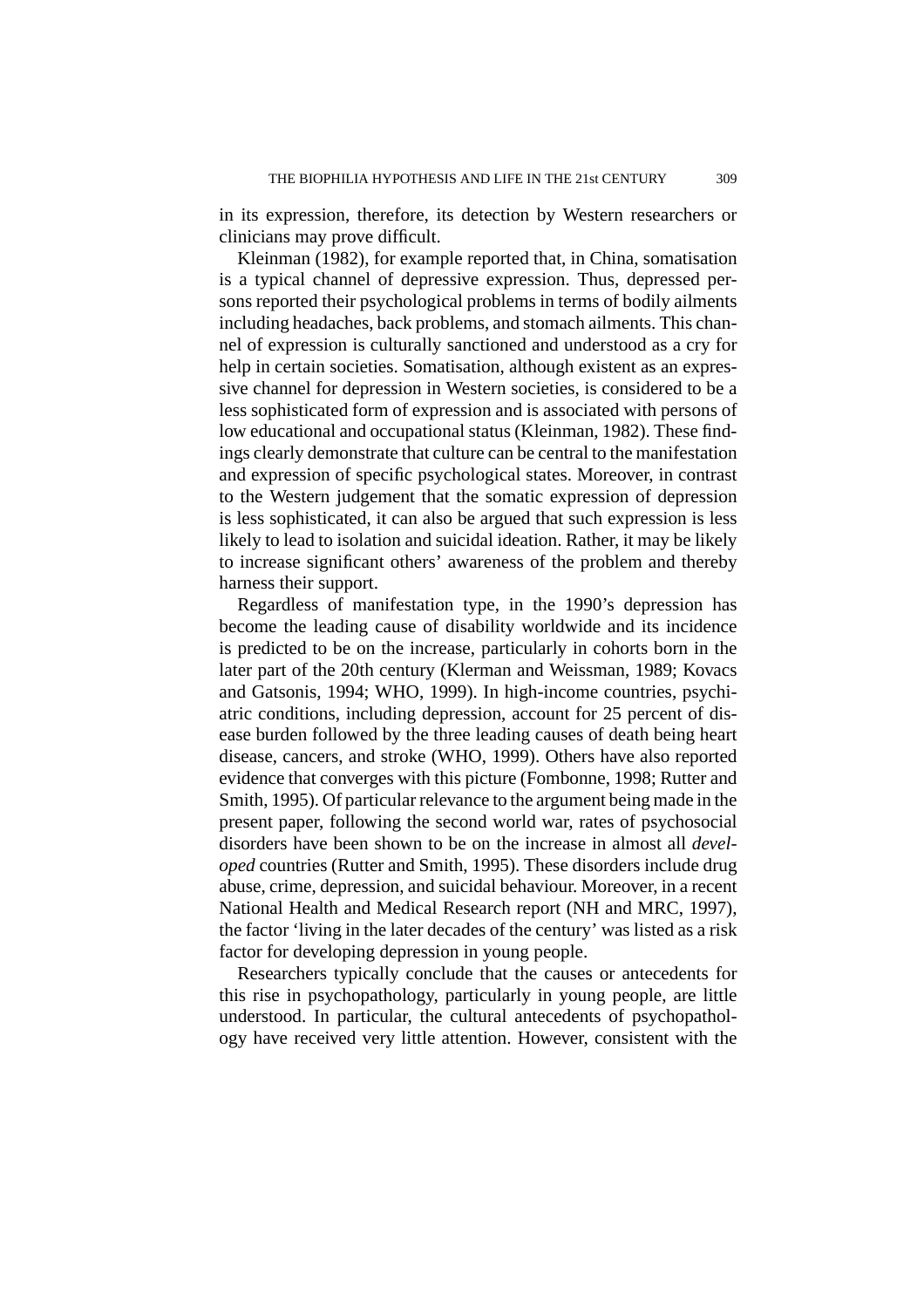in its expression, therefore, its detection by Western researchers or clinicians may prove difficult.

Kleinman (1982), for example reported that, in China, somatisation is a typical channel of depressive expression. Thus, depressed persons reported their psychological problems in terms of bodily ailments including headaches, back problems, and stomach ailments. This channel of expression is culturally sanctioned and understood as a cry for help in certain societies. Somatisation, although existent as an expressive channel for depression in Western societies, is considered to be a less sophisticated form of expression and is associated with persons of low educational and occupational status (Kleinman, 1982). These findings clearly demonstrate that culture can be central to the manifestation and expression of specific psychological states. Moreover, in contrast to the Western judgement that the somatic expression of depression is less sophisticated, it can also be argued that such expression is less likely to lead to isolation and suicidal ideation. Rather, it may be likely to increase significant others' awareness of the problem and thereby harness their support.

Regardless of manifestation type, in the 1990's depression has become the leading cause of disability worldwide and its incidence is predicted to be on the increase, particularly in cohorts born in the later part of the 20th century (Klerman and Weissman, 1989; Kovacs and Gatsonis, 1994; WHO, 1999). In high-income countries, psychiatric conditions, including depression, account for 25 percent of disease burden followed by the three leading causes of death being heart disease, cancers, and stroke (WHO, 1999). Others have also reported evidence that converges with this picture (Fombonne, 1998; Rutter and Smith, 1995). Of particular relevance to the argument being made in the present paper, following the second world war, rates of psychosocial disorders have been shown to be on the increase in almost all *developed* countries (Rutter and Smith, 1995). These disorders include drug abuse, crime, depression, and suicidal behaviour. Moreover, in a recent National Health and Medical Research report (NH and MRC, 1997), the factor 'living in the later decades of the century' was listed as a risk factor for developing depression in young people.

Researchers typically conclude that the causes or antecedents for this rise in psychopathology, particularly in young people, are little understood. In particular, the cultural antecedents of psychopathology have received very little attention. However, consistent with the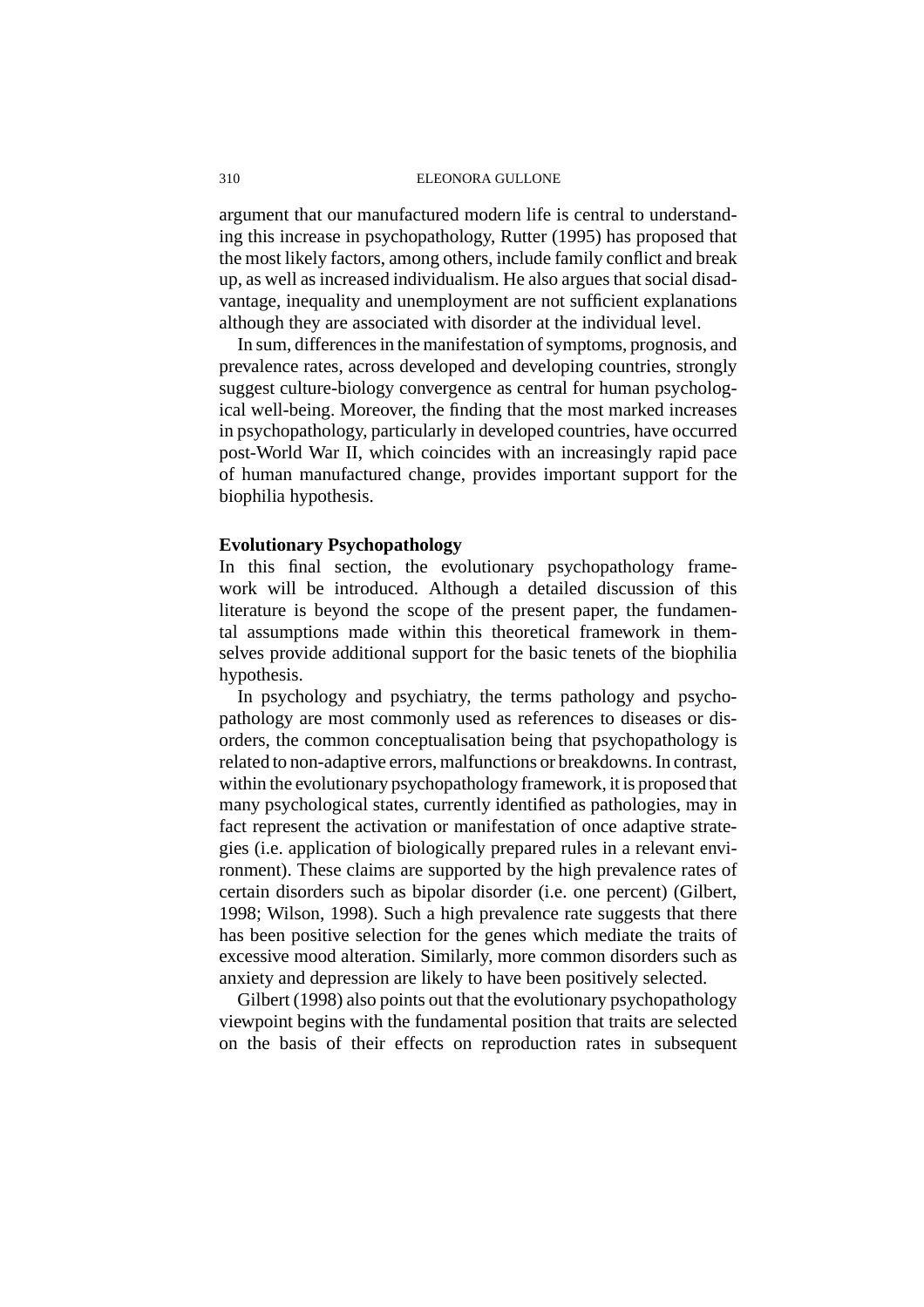argument that our manufactured modern life is central to understanding this increase in psychopathology, Rutter (1995) has proposed that the most likely factors, among others, include family conflict and break up, as well as increased individualism. He also argues that social disadvantage, inequality and unemployment are not sufficient explanations although they are associated with disorder at the individual level.

In sum, differences in the manifestation of symptoms, prognosis, and prevalence rates, across developed and developing countries, strongly suggest culture-biology convergence as central for human psychological well-being. Moreover, the finding that the most marked increases in psychopathology, particularly in developed countries, have occurred post-World War II, which coincides with an increasingly rapid pace of human manufactured change, provides important support for the biophilia hypothesis.

## Evolutionary Psychopathology

In this final section, the evolutionary psychopathology framework will be introduced. Although a detailed discussion of this literature is beyond the scope of the present paper, the fundamental assumptions made within this theoretical framework in themselves provide additional support for the basic tenets of the biophilia hypothesis.

In psychology and psychiatry, the terms pathology and psychopathology are most commonly used as references to diseases or disorders, the common conceptualisation being that psychopathology is related to non-adaptive errors, malfunctions or breakdowns. In contrast, within the evolutionary psychopathology framework, it is proposed that many psychological states, currently identified as pathologies, may in fact represent the activation or manifestation of once adaptive strategies (i.e. application of biologically prepared rules in a relevant environment). These claims are supported by the high prevalence rates of certain disorders such as bipolar disorder (i.e. one percent) (Gilbert, 1998; Wilson, 1998). Such a high prevalence rate suggests that there has been positive selection for the genes which mediate the traits of excessive mood alteration. Similarly, more common disorders such as anxiety and depression are likely to have been positively selected.

Gilbert (1998) also points out that the evolutionary psychopathology viewpoint begins with the fundamental position that traits are selected on the basis of their effects on reproduction rates in subsequent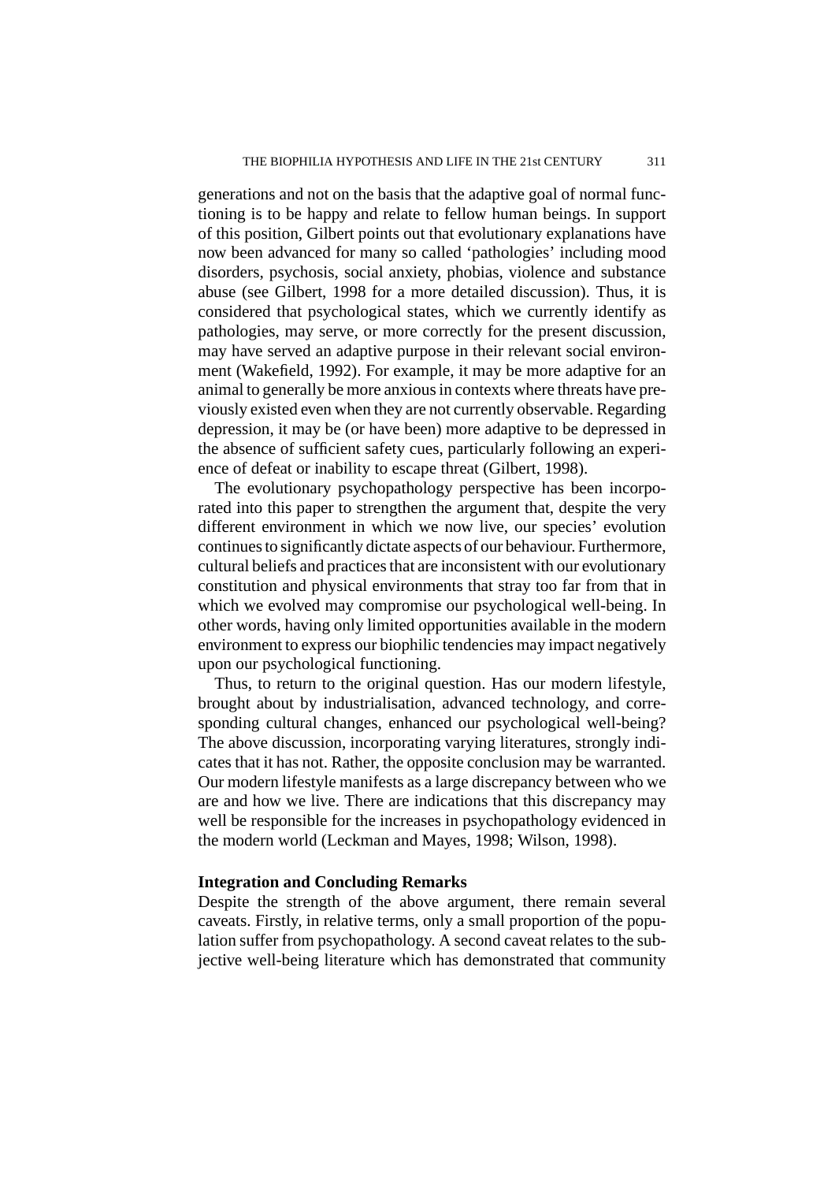generations and not on the basis that the adaptive goal of normal functioning is to be happy and relate to fellow human beings. In support of this position, Gilbert points out that evolutionary explanations have now been advanced for many so called 'pathologies' including mood disorders, psychosis, social anxiety, phobias, violence and substance abuse (see Gilbert, 1998 for a more detailed discussion). Thus, it is considered that psychological states, which we currently identify as pathologies, may serve, or more correctly for the present discussion, may have served an adaptive purpose in their relevant social environment (Wakefield, 1992). For example, it may be more adaptive for an animal to generally be more anxious in contexts where threats have previously existed even when they are not currently observable. Regarding depression, it may be (or have been) more adaptive to be depressed in the absence of sufficient safety cues, particularly following an experience of defeat or inability to escape threat (Gilbert, 1998).

The evolutionary psychopathology perspective has been incorporated into this paper to strengthen the argument that, despite the very different environment in which we now live, our species' evolution continues to significantly dictate aspects of our behaviour. Furthermore, cultural beliefs and practices that are inconsistent with our evolutionary constitution and physical environments that stray too far from that in which we evolved may compromise our psychological well-being. In other words, having only limited opportunities available in the modern environment to express our biophilic tendencies may impact negatively upon our psychological functioning.

Thus, to return to the original question. Has our modern lifestyle, brought about by industrialisation, advanced technology, and corresponding cultural changes, enhanced our psychological well-being? The above discussion, incorporating varying literatures, strongly indicates that it has not. Rather, the opposite conclusion may be warranted. Our modern lifestyle manifests as a large discrepancy between who we are and how we live. There are indications that this discrepancy may well be responsible for the increases in psychopathology evidenced in the modern world (Leckman and Mayes, 1998; Wilson, 1998).

**Integration and Concluding Remarks**

Despite the strength of the above argument, there remain several caveats. Firstly, in relative terms, only a small proportion of the population suffer from psychopathology. A second caveat relates to the subjective well-being literature which has demonstrated that community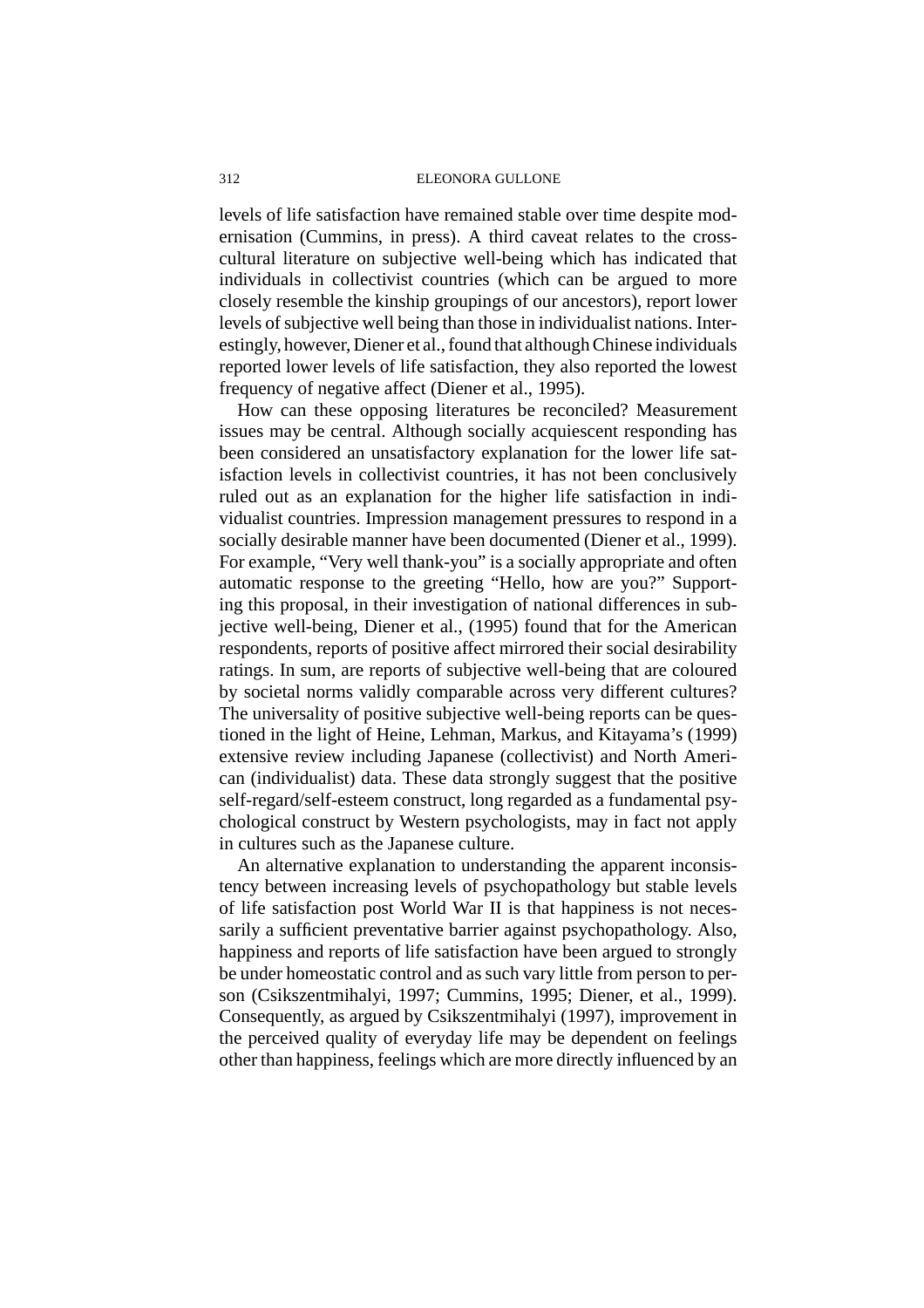levels of life satisfaction have remained stable over time despite modernisation (Cummins, in press). A third caveat relates to the cross-cultural literature on subjective well-being which has indicated that individuals in collectivist countries (which can be argued to more closely resemble the kinship groupings of our ancestors), report lower levels of subjective well being than those in individualist nations. Interestingly, however, Diener et al., found that although Chinese individuals reported lower levels of life satisfaction, they also reported the lowest frequency of negative affect (Diener et al., 1995).

How can these opposing literatures be reconciled? Measurement issues may be central. Although socially acquiescent responding has been considered an unsatisfactory explanation for the lower life satisfaction levels in collectivist countries, it has not been conclusively ruled out as an explanation for the higher life satisfaction in individualist countries. Impression management pressures to respond in a socially desirable manner have been documented (Diener et al., 1999). For example, "Very well thank-you" is a socially appropriate and often automatic response to the greeting "Hello, how are you?" Supporting this proposal, in their investigation of national differences in subjective well-being, Diener et al., (1995) found that for the American respondents, reports of positive affect mirrored their social desirability ratings. In sum, are reports of subjective well-being that are coloured by societal norms validly comparable across very different cultures? The universality of positive subjective well-being reports can be questioned in the light of Heine, Lehman, Markus, and Kitayama's (1999) extensive review including Japanese (collectivist) and North American (individualist) data. These data strongly suggest that the positive self-regard/self-esteem construct, long regarded as a fundamental psychological construct by Western psychologists, may in fact not apply in cultures such as the Japanese culture.

An alternative explanation to understanding the apparent inconsistency between increasing levels of psychopathology but stable levels of life satisfaction post World War II is that happiness is not necessarily a sufficient preventative barrier against psychopathology. Also, happiness and reports of life satisfaction have been argued to strongly be under homeostatic control and as such vary little from person to person (Csikszentmihalyi, 1997; Cummins, 1995; Diener, et al., 1999). Consequently, as argued by Csikszentmihalyi (1997), improvement in the perceived quality of everyday life may be dependent on feelings other than happiness, feelings which are more directly influenced by an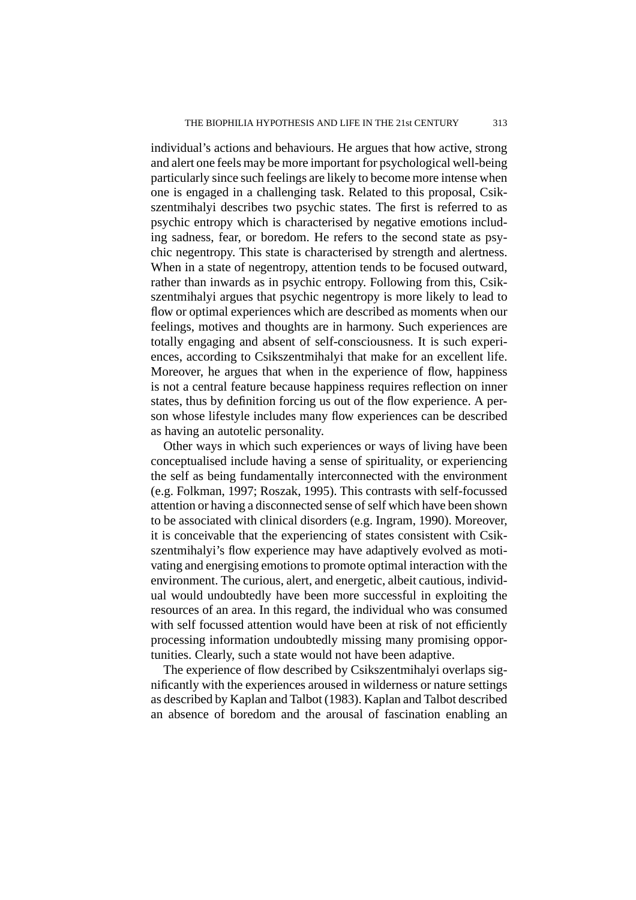individual's actions and behaviours. He argues that how active, strong and alert one feels may be more important for psychological well-being particularly since such feelings are likely to become more intense when one is engaged in a challenging task. Related to this proposal, Csikszentmihalyi describes two psychic states. The first is referred to as psychic entropy which is characterised by negative emotions including sadness, fear, or boredom. He refers to the second state as psychic negentropy. This state is characterised by strength and alertness. When in a state of negentropy, attention tends to be focused outward, rather than inwards as in psychic entropy. Following from this, Csikszentmihalyi argues that psychic negentropy is more likely to lead to flow or optimal experiences which are described as moments when our feelings, motives and thoughts are in harmony. Such experiences are totally engaging and absent of self-consciousness. It is such experiences, according to Csikszentmihalyi that make for an excellent life. Moreover, he argues that when in the experience of flow, happiness is not a central feature because happiness requires reflection on inner states, thus by definition forcing us out of the flow experience. A person whose lifestyle includes many flow experiences can be described as having an autotelic personality.

Other ways in which such experiences or ways of living have been conceptualised include having a sense of spirituality, or experiencing the self as being fundamentally interconnected with the environment (e.g. Folkman, 1997; Roszak, 1995). This contrasts with self-focussed attention or having a disconnected sense of self which have been shown to be associated with clinical disorders (e.g. Ingram, 1990). Moreover, it is conceivable that the experiencing of states consistent with Csikszentmihalyi's flow experience may have adaptively evolved as motivating and energising emotions to promote optimal interaction with the environment. The curious, alert, and energetic, albeit cautious, individual would undoubtedly have been more successful in exploiting the resources of an area. In this regard, the individual who was consumed with self focussed attention would have been at risk of not efficiently processing information undoubtedly missing many promising opportunities. Clearly, such a state would not have been adaptive.

The experience of flow described by Csikszentmihalyi overlaps significantly with the experiences aroused in wilderness or nature settings as described by Kaplan and Talbot (1983). Kaplan and Talbot described an absence of boredom and the arousal of fascination enabling an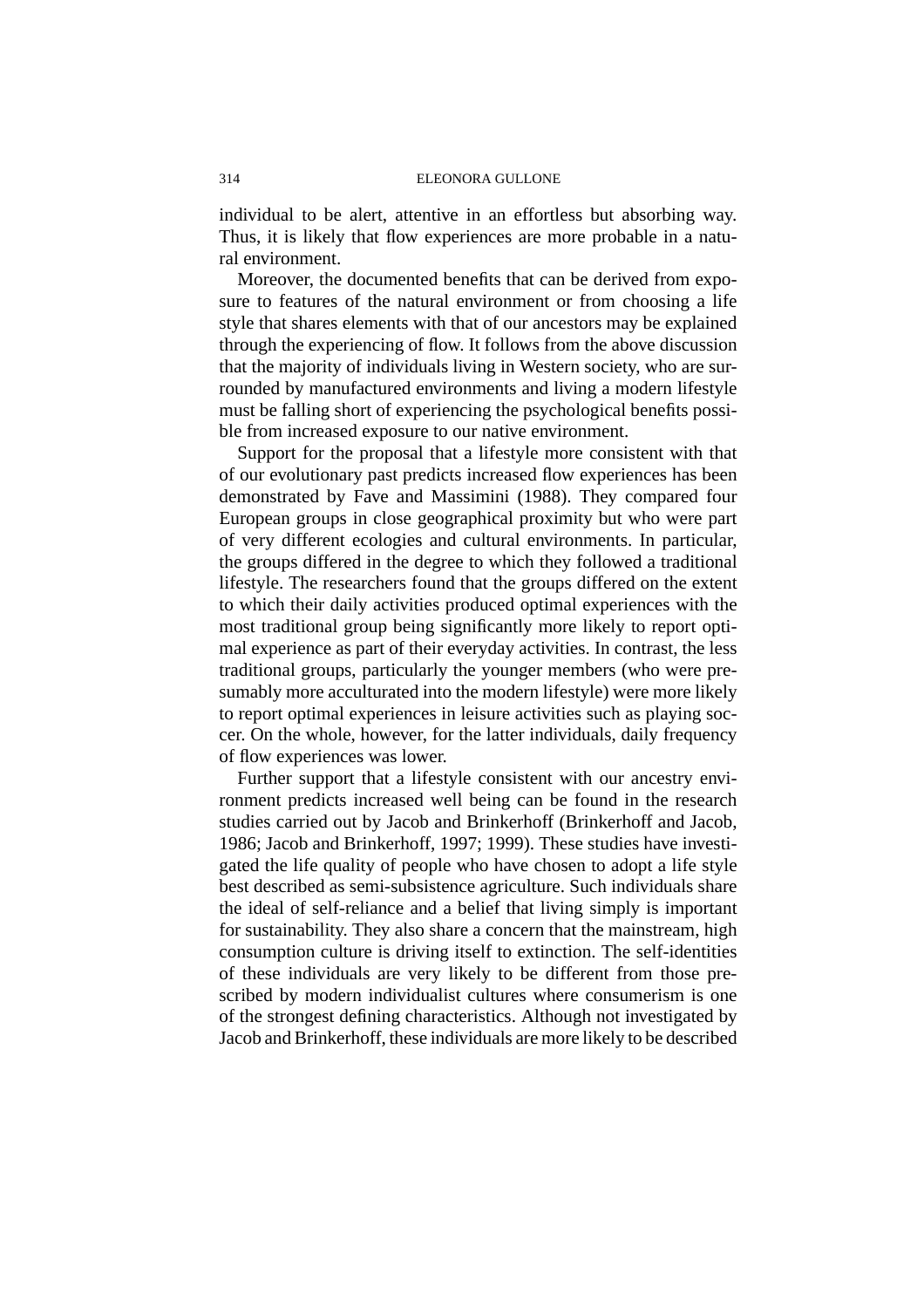individual to be alert, attentive in an effortless but absorbing way. Thus, it is likely that flow experiences are more probable in a natural environment.

Moreover, the documented benefits that can be derived from exposure to features of the natural environment or from choosing a life style that shares elements with that of our ancestors may be explained through the experiencing of flow. It follows from the above discussion that the majority of individuals living in Western society, who are surrounded by manufactured environments and living a modern lifestyle must be falling short of experiencing the psychological benefits possible from increased exposure to our native environment.

Support for the proposal that a lifestyle more consistent with that of our evolutionary past predicts increased flow experiences has been demonstrated by Fave and Massimini (1988). They compared four European groups in close geographical proximity but who were part of very different ecologies and cultural environments. In particular, the groups differed in the degree to which they followed a traditional lifestyle. The researchers found that the groups differed on the extent to which their daily activities produced optimal experiences with the most traditional group being significantly more likely to report optimal experience as part of their everyday activities. In contrast, the less traditional groups, particularly the younger members (who were presumably more acculturated into the modern lifestyle) were more likely to report optimal experiences in leisure activities such as playing soccer. On the whole, however, for the latter individuals, daily frequency of flow experiences was lower.

Further support that a lifestyle consistent with our ancestry environment predicts increased well being can be found in the research studies carried out by Jacob and Brinkerhoff (Brinkerhoff and Jacob, 1986; Jacob and Brinkerhoff, 1997; 1999). These studies have investigated the life quality of people who have chosen to adopt a life style best described as semi-subsistence agriculture. Such individuals share the ideal of self-reliance and a belief that living simply is important for sustainability. They also share a concern that the mainstream, high consumption culture is driving itself to extinction. The self-identities of these individuals are very likely to be different from those prescribed by modern individualist cultures where consumerism is one of the strongest defining characteristics. Although not investigated by Jacob and Brinkerhoff, these individuals are more likely to be described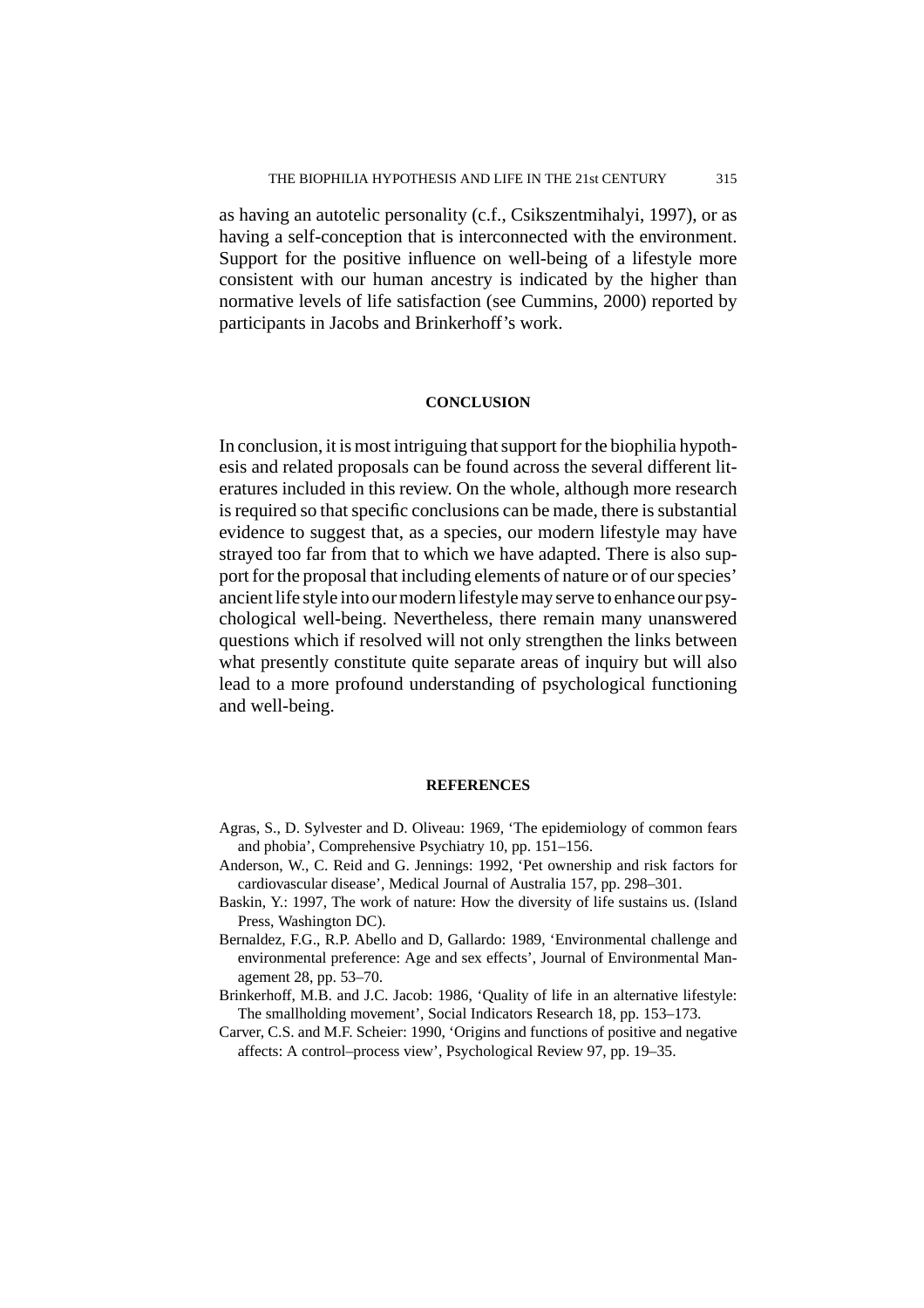as having an autotelic personality (c.f., Csikszentmihalyi, 1997), or as having a self-conception that is interconnected with the environment. Support for the positive influence on well-being of a lifestyle more consistent with our human ancestry is indicated by the higher than normative levels of life satisfaction (see Cummins, 2000) reported by participants in Jacobs and Brinkerhoff's work.

## CONCLUSION

In conclusion, it is most intriguing that support for the biophilia hypothesis and related proposals can be found across the several different literatures included in this review. On the whole, although more research is required so that specific conclusions can be made, there is substantial evidence to suggest that, as a species, our modern lifestyle may have strayed too far from that to which we have adapted. There is also support for the proposal that including elements of nature or of our species' ancient life style into our modern lifestyle may serve to enhance our psychological well-being. Nevertheless, there remain many unanswered questions which if resolved will not only strengthen the links between what presently constitute quite separate areas of inquiry but will also lead to a more profound understanding of psychological functioning and well-being.

## REFERENCES

Agras, S., D. Sylvester and D. Oliveau: 1969, 'The epidemiology of common fears and phobia', Comprehensive Psychiatry 10, pp. 151–156.

Anderson, W., C. Reid and G. Jennings: 1992, 'Pet ownership and risk factors for cardiovascular disease', Medical Journal of Australia 157, pp. 298–301.

Baskin, Y.: 1997, The work of nature: How the diversity of life sustains us. (Island Press, Washington DC).

Bernaldez, F.G., R.P. Abello and D, Gallardo: 1989, 'Environmental challenge and environmental preference: Age and sex effects', Journal of Environmental Management 28, pp. 53–70.

Brinkerhoff, M.B. and J.C. Jacob: 1986, 'Quality of life in an alternative lifestyle: The smallholding movement', Social Indicators Research 18, pp. 153–173.

Carver, C.S. and M.F. Scheier: 1990, 'Origins and functions of positive and negative affects: A control–process view', Psychological Review 97, pp. 19–35.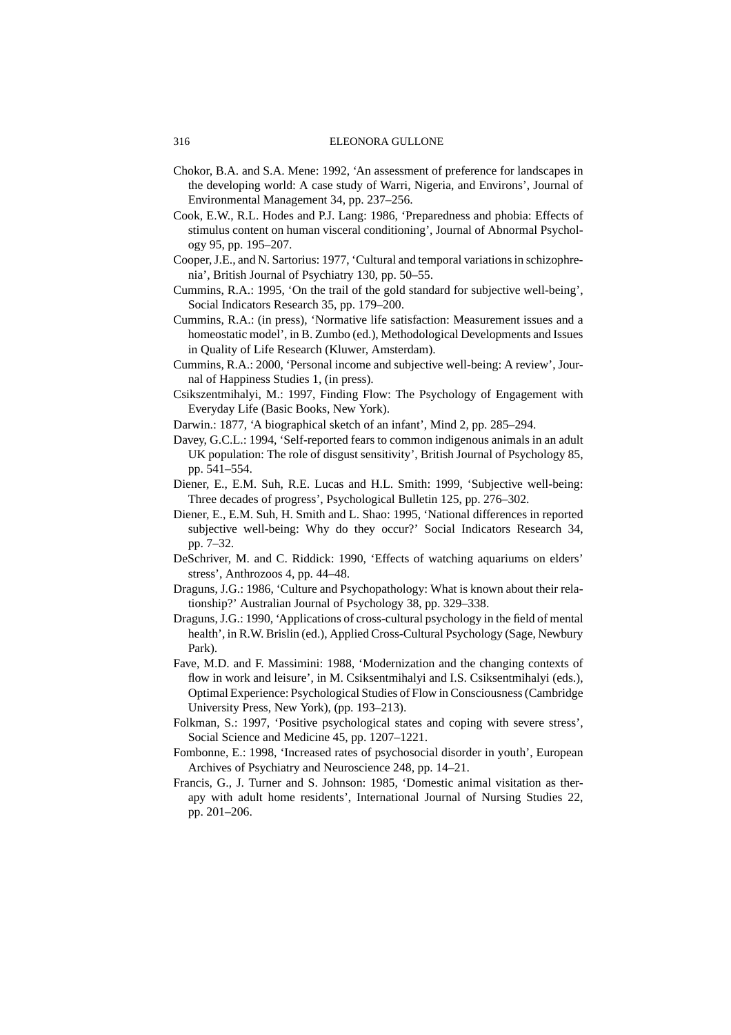Chokor, B.A. and S.A. Mene: 1992, 'An assessment of preference for landscapes in the developing world: A case study of Warri, Nigeria, and Environs', Journal of Environmental Management 34, pp. 237–256.

Cook, E.W., R.L. Hodes and P.J. Lang: 1986, 'Preparedness and phobia: Effects of stimulus content on human visceral conditioning', Journal of Abnormal Psychology 95, pp. 195–207.

Cooper, J.E., and N. Sartorius: 1977, 'Cultural and temporal variations in schizophrenia', British Journal of Psychiatry 130, pp. 50–55.

Cummins, R.A.: 1995, 'On the trail of the gold standard for subjective well-being', Social Indicators Research 35, pp. 179–200.

Cummins, R.A.: (in press), 'Normative life satisfaction: Measurement issues and a homeostatic model', in B. Zumbo (ed.), Methodological Developments and Issues in Quality of Life Research (Kluwer, Amsterdam).

Cummins, R.A.: 2000, 'Personal income and subjective well-being: A review', Journal of Happiness Studies 1, (in press).

Csikszentmihalyi, M.: 1997, Finding Flow: The Psychology of Engagement with Everyday Life (Basic Books, New York).

Darwin.: 1877, 'A biographical sketch of an infant', Mind 2, pp. 285–294.

Davey, G.C.L.: 1994, 'Self-reported fears to common indigenous animals in an adult UK population: The role of disgust sensitivity', British Journal of Psychology 85, pp. 541–554.

Diener, E., E.M. Suh, R.E. Lucas and H.L. Smith: 1999, 'Subjective well-being: Three decades of progress', Psychological Bulletin 125, pp. 276–302.

Diener, E., E.M. Suh, H. Smith and L. Shao: 1995, 'National differences in reported subjective well-being: Why do they occur?' Social Indicators Research 34, pp. 7–32.

DeSchriver, M. and C. Riddick: 1990, 'Effects of watching aquariums on elders' stress', Anthrozoos 4, pp. 44–48.

Draguns, J.G.: 1986, 'Culture and Psychopathology: What is known about their relationship?' Australian Journal of Psychology 38, pp. 329–338.

Draguns, J.G.: 1990, 'Applications of cross-cultural psychology in the field of mental health', in R.W. Brislin (ed.), Applied Cross-Cultural Psychology (Sage, Newbury Park).

Fave, M.D. and F. Massimini: 1988, 'Modernization and the changing contexts of flow in work and leisure', in M. Csiksentmihalyi and I.S. Csiksentmihalyi (eds.), Optimal Experience: Psychological Studies of Flow in Consciousness (Cambridge University Press, New York), (pp. 193–213).

Folkman, S.: 1997, 'Positive psychological states and coping with severe stress', Social Science and Medicine 45, pp. 1207–1221.

Fombonne, E.: 1998, 'Increased rates of psychosocial disorder in youth', European Archives of Psychiatry and Neuroscience 248, pp. 14–21.

Francis, G., J. Turner and S. Johnson: 1985, 'Domestic animal visitation as therapy with adult home residents', International Journal of Nursing Studies 22, pp. 201–206.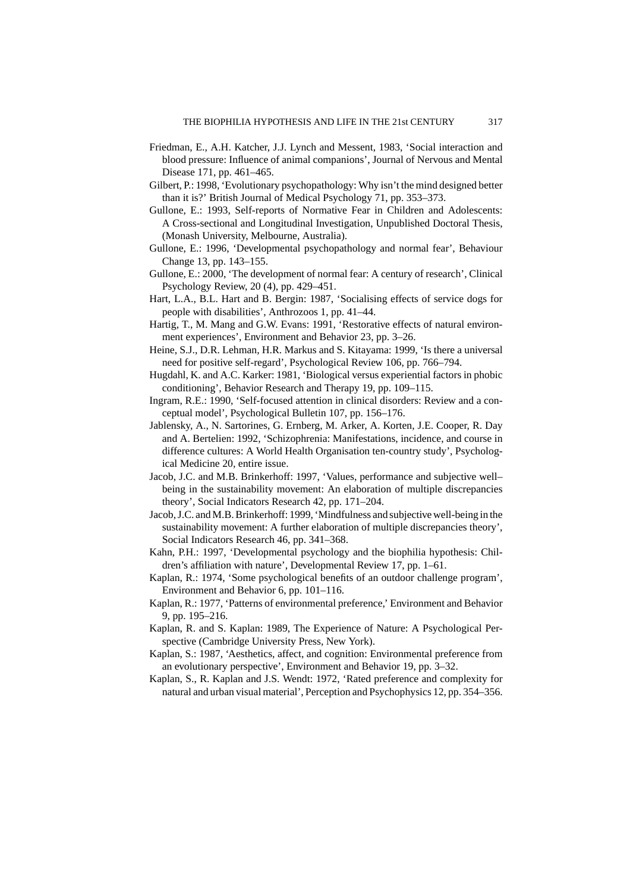Friedman, E., A.H. Katcher, J.J. Lynch and Messent, 1983, 'Social interaction and blood pressure: Influence of animal companions', Journal of Nervous and Mental Disease 171, pp. 461–465.

Gilbert, P.: 1998, 'Evolutionary psychopathology: Why isn't the mind designed better than it is?' British Journal of Medical Psychology 71, pp. 353–373.

Gullone, E.: 1993, Self-reports of Normative Fear in Children and Adolescents: A Cross-sectional and Longitudinal Investigation, Unpublished Doctoral Thesis, (Monash University, Melbourne, Australia).

Gullone, E.: 1996, 'Developmental psychopathology and normal fear', Behaviour Change 13, pp. 143–155.

Gullone, E.: 2000, 'The development of normal fear: A century of research', Clinical Psychology Review, 20 (4), pp. 429–451.

Hart, L.A., B.L. Hart and B. Bergin: 1987, 'Socialising effects of service dogs for people with disabilities', Anthrozoos 1, pp. 41–44.

Hartig, T., M. Mang and G.W. Evans: 1991, 'Restorative effects of natural environment experiences', Environment and Behavior 23, pp. 3–26.

Heine, S.J., D.R. Lehman, H.R. Markus and S. Kitayama: 1999, 'Is there a universal need for positive self-regard', Psychological Review 106, pp. 766–794.

Hugdahl, K. and A.C. Karker: 1981, 'Biological versus experiential factors in phobic conditioning', Behavior Research and Therapy 19, pp. 109–115.

Ingram, R.E.: 1990, 'Self-focused attention in clinical disorders: Review and a conceptual model', Psychological Bulletin 107, pp. 156–176.

Jablensky, A., N. Sartorines, G. Ernberg, M. Arker, A. Korten, J.E. Cooper, R. Day and A. Bertelien: 1992, 'Schizophrenia: Manifestations, incidence, and course in difference cultures: A World Health Organisation ten-country study', Psychological Medicine 20, entire issue.

Jacob, J.C. and M.B. Brinkerhoff: 1997, 'Values, performance and subjective well–being in the sustainability movement: An elaboration of multiple discrepancies theory', Social Indicators Research 42, pp. 171–204.

Jacob, J.C. and M.B. Brinkerhoff: 1999, 'Mindfulness and subjective well-being in the sustainability movement: A further elaboration of multiple discrepancies theory', Social Indicators Research 46, pp. 341–368.

Kahn, P.H.: 1997, 'Developmental psychology and the biophilia hypothesis: Children's affiliation with nature', Developmental Review 17, pp. 1–61.

Kaplan, R.: 1974, 'Some psychological benefits of an outdoor challenge program', Environment and Behavior 6, pp. 101–116.

Kaplan, R.: 1977, 'Patterns of environmental preference,' Environment and Behavior 9, pp. 195–216.

Kaplan, R. and S. Kaplan: 1989, The Experience of Nature: A Psychological Perspective (Cambridge University Press, New York).

Kaplan, S.: 1987, 'Aesthetics, affect, and cognition: Environmental preference from an evolutionary perspective', Environment and Behavior 19, pp. 3–32.

Kaplan, S., R. Kaplan and J.S. Wendt: 1972, 'Rated preference and complexity for natural and urban visual material', Perception and Psychophysics 12, pp. 354–356.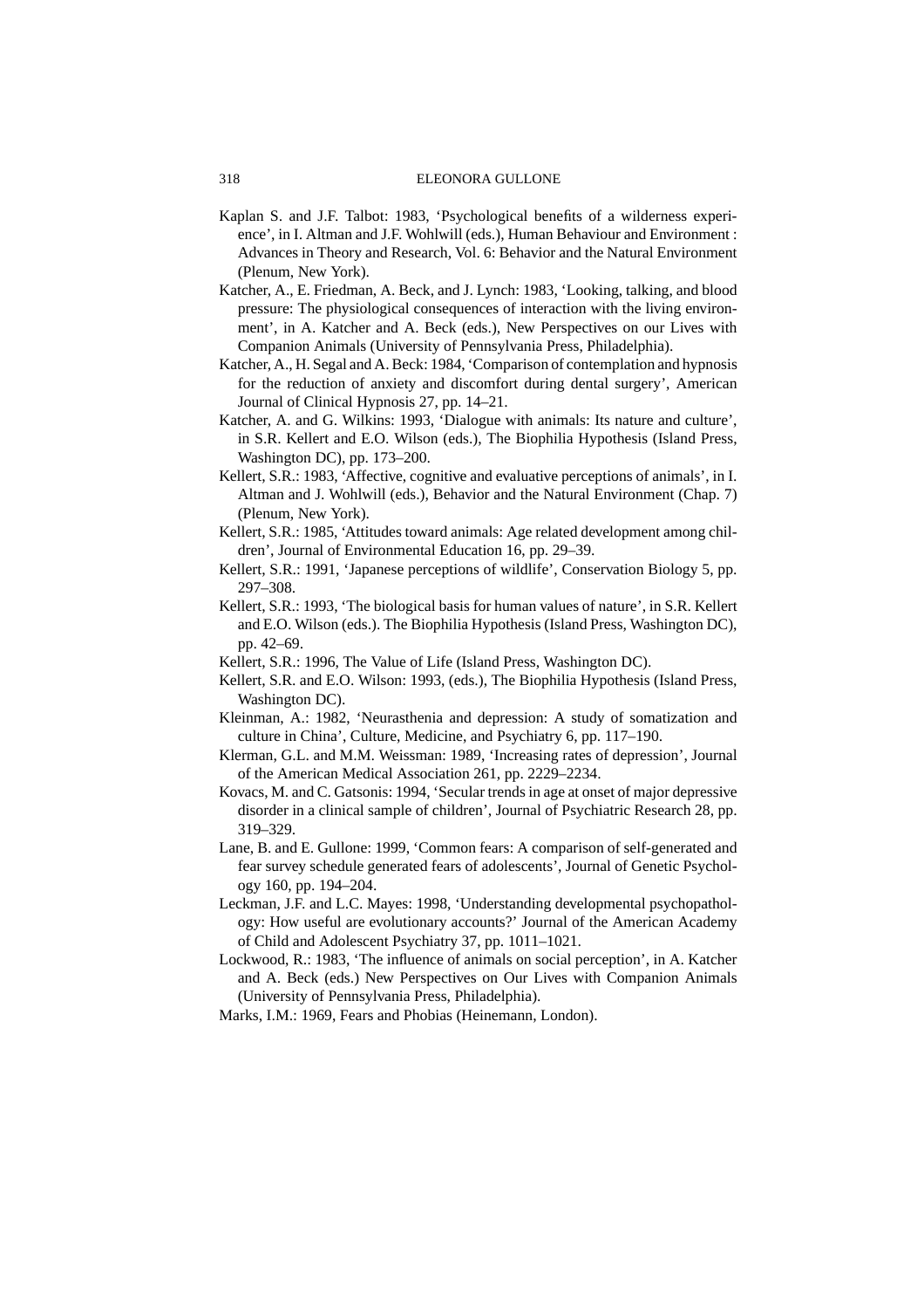Kaplan S. and J.F. Talbot: 1983, 'Psychological benefits of a wilderness experience', in I. Altman and J.F. Wohlwill (eds.), Human Behaviour and Environment : Advances in Theory and Research, Vol. 6: Behavior and the Natural Environment (Plenum, New York).

Katcher, A., E. Friedman, A. Beck, and J. Lynch: 1983, 'Looking, talking, and blood pressure: The physiological consequences of interaction with the living environment', in A. Katcher and A. Beck (eds.), New Perspectives on our Lives with Companion Animals (University of Pennsylvania Press, Philadelphia).

Katcher, A., H. Segal and A. Beck: 1984, 'Comparison of contemplation and hypnosis for the reduction of anxiety and discomfort during dental surgery', American Journal of Clinical Hypnosis 27, pp. 14–21.

Katcher, A. and G. Wilkins: 1993, 'Dialogue with animals: Its nature and culture', in S.R. Kellert and E.O. Wilson (eds.), The Biophilia Hypothesis (Island Press, Washington DC), pp. 173–200.

Kellert, S.R.: 1983, 'Affective, cognitive and evaluative perceptions of animals', in I. Altman and J. Wohlwill (eds.), Behavior and the Natural Environment (Chap. 7) (Plenum, New York).

Kellert, S.R.: 1985, 'Attitudes toward animals: Age related development among children', Journal of Environmental Education 16, pp. 29–39.

Kellert, S.R.: 1991, 'Japanese perceptions of wildlife', Conservation Biology 5, pp. 297–308.

Kellert, S.R.: 1993, 'The biological basis for human values of nature', in S.R. Kellert and E.O. Wilson (eds.). The Biophilia Hypothesis (Island Press, Washington DC), pp. 42–69.

Kellert, S.R.: 1996, The Value of Life (Island Press, Washington DC).

Kellert, S.R. and E.O. Wilson: 1993, (eds.), The Biophilia Hypothesis (Island Press, Washington DC).

Kleinman, A.: 1982, 'Neurasthenia and depression: A study of somatization and culture in China', Culture, Medicine, and Psychiatry 6, pp. 117–190.

Klerman, G.L. and M.M. Weissman: 1989, 'Increasing rates of depression', Journal of the American Medical Association 261, pp. 2229–2234.

Kovacs, M. and C. Gatsonis: 1994, 'Secular trends in age at onset of major depressive disorder in a clinical sample of children', Journal of Psychiatric Research 28, pp. 319–329.

Lane, B. and E. Gullone: 1999, 'Common fears: A comparison of self-generated and fear survey schedule generated fears of adolescents', Journal of Genetic Psychology 160, pp. 194–204.

Leckman, J.F. and L.C. Mayes: 1998, 'Understanding developmental psychopathology: How useful are evolutionary accounts?' Journal of the American Academy of Child and Adolescent Psychiatry 37, pp. 1011–1021.

Lockwood, R.: 1983, 'The influence of animals on social perception', in A. Katcher and A. Beck (eds.) New Perspectives on Our Lives with Companion Animals (University of Pennsylvania Press, Philadelphia).

Marks, I.M.: 1969, Fears and Phobias (Heinemann, London).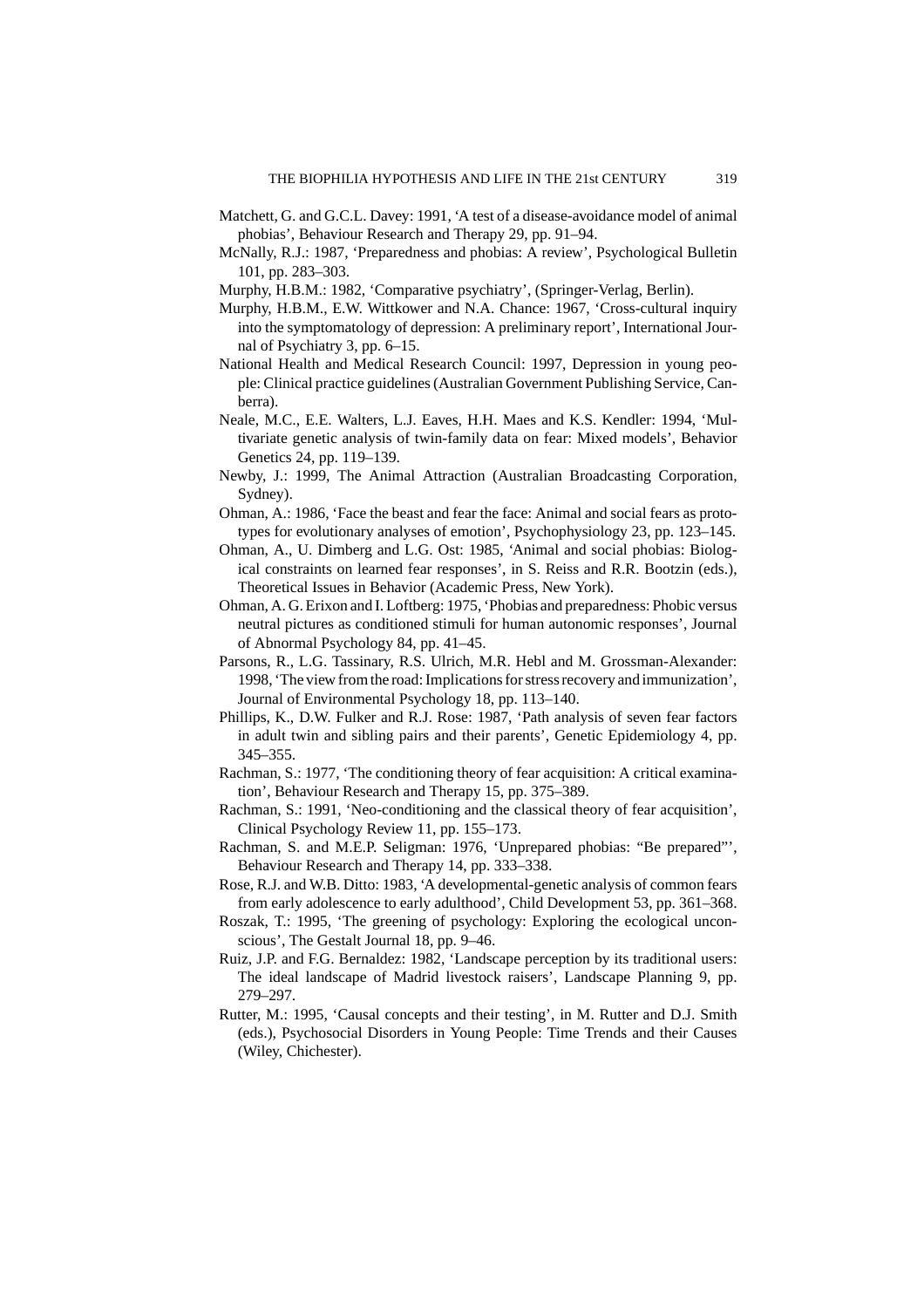Matchett, G. and G.C.L. Davey: 1991, 'A test of a disease-avoidance model of animal phobias', Behaviour Research and Therapy 29, pp. 91–94.

McNally, R.J.: 1987, 'Preparedness and phobias: A review', Psychological Bulletin 101, pp. 283–303.

Murphy, H.B.M.: 1982, 'Comparative psychiatry', (Springer-Verlag, Berlin).

Murphy, H.B.M., E.W. Wittkower and N.A. Chance: 1967, 'Cross-cultural inquiry into the symptomatology of depression: A preliminary report', International Journal of Psychiatry 3, pp. 6–15.

National Health and Medical Research Council: 1997, Depression in young people: Clinical practice guidelines (Australian Government Publishing Service, Canberra).

Neale, M.C., E.E. Walters, L.J. Eaves, H.H. Maes and K.S. Kendler: 1994, 'Multivariate genetic analysis of twin-family data on fear: Mixed models', Behavior Genetics 24, pp. 119–139.

Newby, J.: 1999, The Animal Attraction (Australian Broadcasting Corporation, Sydney).

Ohman, A.: 1986, 'Face the beast and fear the face: Animal and social fears as prototypes for evolutionary analyses of emotion', Psychophysiology 23, pp. 123–145.

Ohman, A., U. Dimberg and L.G. Ost: 1985, 'Animal and social phobias: Biological constraints on learned fear responses', in S. Reiss and R.R. Bootzin (eds.), Theoretical Issues in Behavior (Academic Press, New York).

Ohman, A. G. Erixon and I. Loftberg: 1975, 'Phobias and preparedness: Phobic versus neutral pictures as conditioned stimuli for human autonomic responses', Journal of Abnormal Psychology 84, pp. 41–45.

Parsons, R., L.G. Tassinary, R.S. Ulrich, M.R. Hebl and M. Grossman-Alexander: 1998, 'The view from the road: Implications for stress recovery and immunization', Journal of Environmental Psychology 18, pp. 113–140.

Phillips, K., D.W. Fulker and R.J. Rose: 1987, 'Path analysis of seven fear factors in adult twin and sibling pairs and their parents', Genetic Epidemiology 4, pp. 345–355.

Rachman, S.: 1977, 'The conditioning theory of fear acquisition: A critical examination', Behaviour Research and Therapy 15, pp. 375–389.

Rachman, S.: 1991, 'Neo-conditioning and the classical theory of fear acquisition', Clinical Psychology Review 11, pp. 155–173.

Rachman, S. and M.E.P. Seligman: 1976, 'Unprepared phobias: "Be prepared"', Behaviour Research and Therapy 14, pp. 333–338.

Rose, R.J. and W.B. Ditto: 1983, 'A developmental-genetic analysis of common fears from early adolescence to early adulthood', Child Development 53, pp. 361–368.

Roszak, T.: 1995, 'The greening of psychology: Exploring the ecological unconscious', The Gestalt Journal 18, pp. 9–46.

Ruiz, J.P. and F.G. Bernaldez: 1982, 'Landscape perception by its traditional users: The ideal landscape of Madrid livestock raisers', Landscape Planning 9, pp. 279–297.

Rutter, M.: 1995, 'Causal concepts and their testing', in M. Rutter and D.J. Smith (eds.), Psychosocial Disorders in Young People: Time Trends and their Causes (Wiley, Chichester).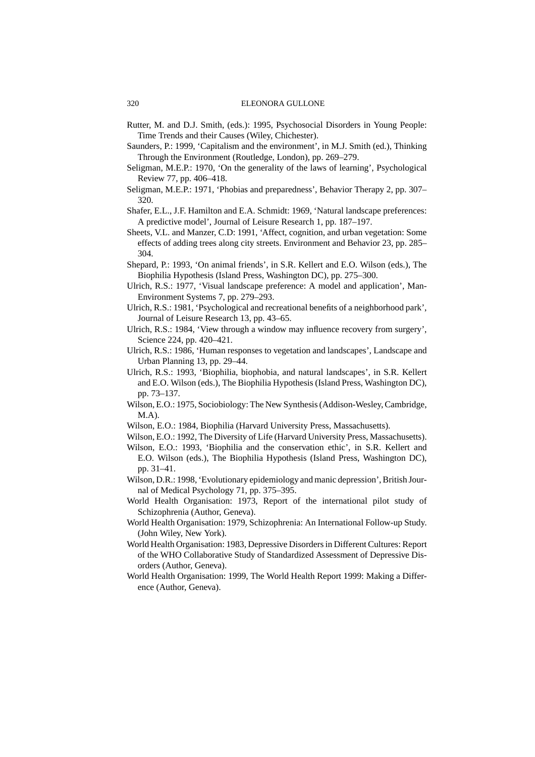Rutter, M. and D.J. Smith, (eds.): 1995, Psychosocial Disorders in Young People: Time Trends and their Causes (Wiley, Chichester).

Saunders, P.: 1999, 'Capitalism and the environment', in M.J. Smith (ed.), Thinking Through the Environment (Routledge, London), pp. 269–279.

Seligman, M.E.P.: 1970, 'On the generality of the laws of learning', Psychological Review 77, pp. 406–418.

Seligman, M.E.P.: 1971, 'Phobias and preparedness', Behavior Therapy 2, pp. 307–320.

Shafer, E.L., J.F. Hamilton and E.A. Schmidt: 1969, 'Natural landscape preferences: A predictive model', Journal of Leisure Research 1, pp. 187–197.

Sheets, V.L. and Manzer, C.D: 1991, 'Affect, cognition, and urban vegetation: Some effects of adding trees along city streets. Environment and Behavior 23, pp. 285–304.

Shepard, P.: 1993, 'On animal friends', in S.R. Kellert and E.O. Wilson (eds.), The Biophilia Hypothesis (Island Press, Washington DC), pp. 275–300.

Ulrich, R.S.: 1977, 'Visual landscape preference: A model and application', Man-Environment Systems 7, pp. 279–293.

Ulrich, R.S.: 1981, 'Psychological and recreational benefits of a neighborhood park', Journal of Leisure Research 13, pp. 43–65.

Ulrich, R.S.: 1984, 'View through a window may influence recovery from surgery', Science 224, pp. 420–421.

Ulrich, R.S.: 1986, 'Human responses to vegetation and landscapes', Landscape and Urban Planning 13, pp. 29–44.

Ulrich, R.S.: 1993, 'Biophilia, biophobia, and natural landscapes', in S.R. Kellert and E.O. Wilson (eds.), The Biophilia Hypothesis (Island Press, Washington DC), pp. 73–137.

Wilson, E.O.: 1975, Sociobiology: The New Synthesis (Addison-Wesley, Cambridge, M.A).

Wilson, E.O.: 1984, Biophilia (Harvard University Press, Massachusetts).

Wilson, E.O.: 1992, The Diversity of Life (Harvard University Press, Massachusetts).

Wilson, E.O.: 1993, 'Biophilia and the conservation ethic', in S.R. Kellert and E.O. Wilson (eds.), The Biophilia Hypothesis (Island Press, Washington DC), pp. 31–41.

Wilson, D.R.: 1998, 'Evolutionary epidemiology and manic depression', British Journal of Medical Psychology 71, pp. 375–395.

World Health Organisation: 1973, Report of the international pilot study of Schizophrenia (Author, Geneva).

World Health Organisation: 1979, Schizophrenia: An International Follow-up Study. (John Wiley, New York).

World Health Organisation: 1983, Depressive Disorders in Different Cultures: Report of the WHO Collaborative Study of Standardized Assessment of Depressive Disorders (Author, Geneva).

World Health Organisation: 1999, The World Health Report 1999: Making a Difference (Author, Geneva).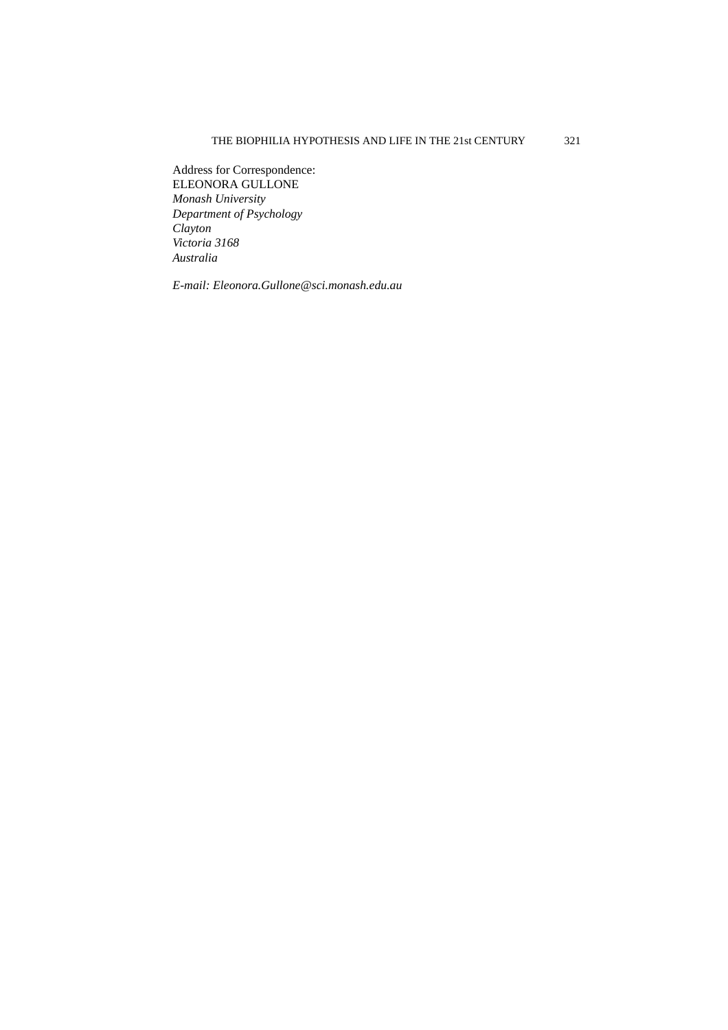Address for Correspondence:
ELEONORA GULLONE
*Monash University*
*Department of Psychology*
*Clayton*
*Victoria 3168*
*Australia*

*E-mail: Eleonora.Gullone@sci.monash.edu.au*